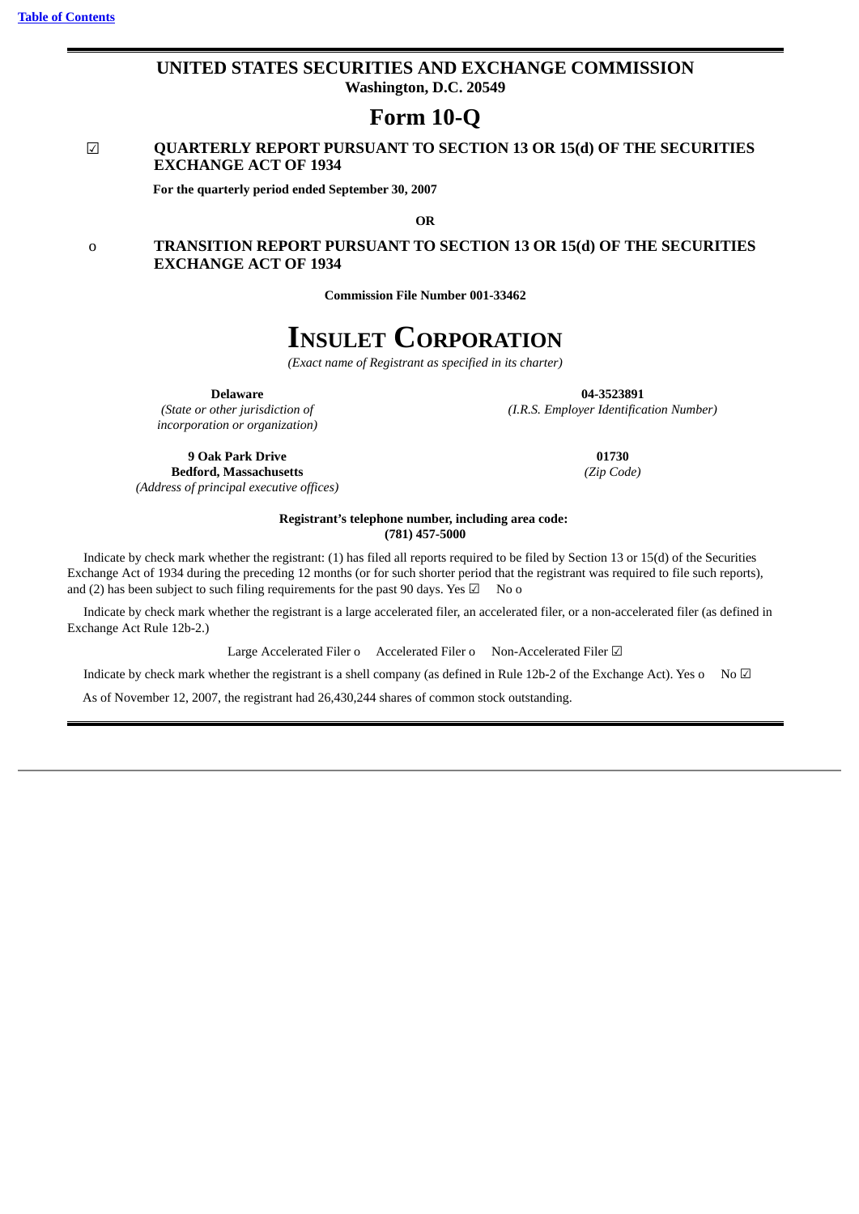# UNITED STATES SECURITIES AND EXCHANGE COMMISSION

**Washington, D.C. 20549**

# Form 10-Q

☑ **QUARTERLY REPORT PURSUANT TO SECTION 13 OR 15(d) OF THE SECURITIES EXCHANGE ACT OF 1934**

**For the quarterly period ended September 30, 2007**

**OR**

o **TRANSITION REPORT PURSUANT TO SECTION 13 OR 15(d) OF THE SECURITIES EXCHANGE ACT OF 1934**

**Commission File Number 001-33462**

# INSULET CORPORATION

*(Exact name of Registrant as specified in its charter)*

| | |
|---|---|
| **Delaware** | **04-3523891** |
| *(State or other jurisdiction of incorporation or organization)* | *(I.R.S. Employer Identification Number)* |
| **9 Oak Park Drive Bedford, Massachusetts** | **01730** |
| *(Address of principal executive offices)* | *(Zip Code)* |

**Registrant's telephone number, including area code: (781) 457-5000**

Indicate by check mark whether the registrant: (1) has filed all reports required to be filed by Section 13 or 15(d) of the Securities Exchange Act of 1934 during the preceding 12 months (or for such shorter period that the registrant was required to file such reports), and (2) has been subject to such filing requirements for the past 90 days. Yes ☑ No o

Indicate by check mark whether the registrant is a large accelerated filer, an accelerated filer, or a non-accelerated filer (as defined in Exchange Act Rule 12b-2.)

Large Accelerated Filer o Accelerated Filer o Non-Accelerated Filer ☑

Indicate by check mark whether the registrant is a shell company (as defined in Rule 12b-2 of the Exchange Act). Yes o No ☑

As of November 12, 2007, the registrant had 26,430,244 shares of common stock outstanding.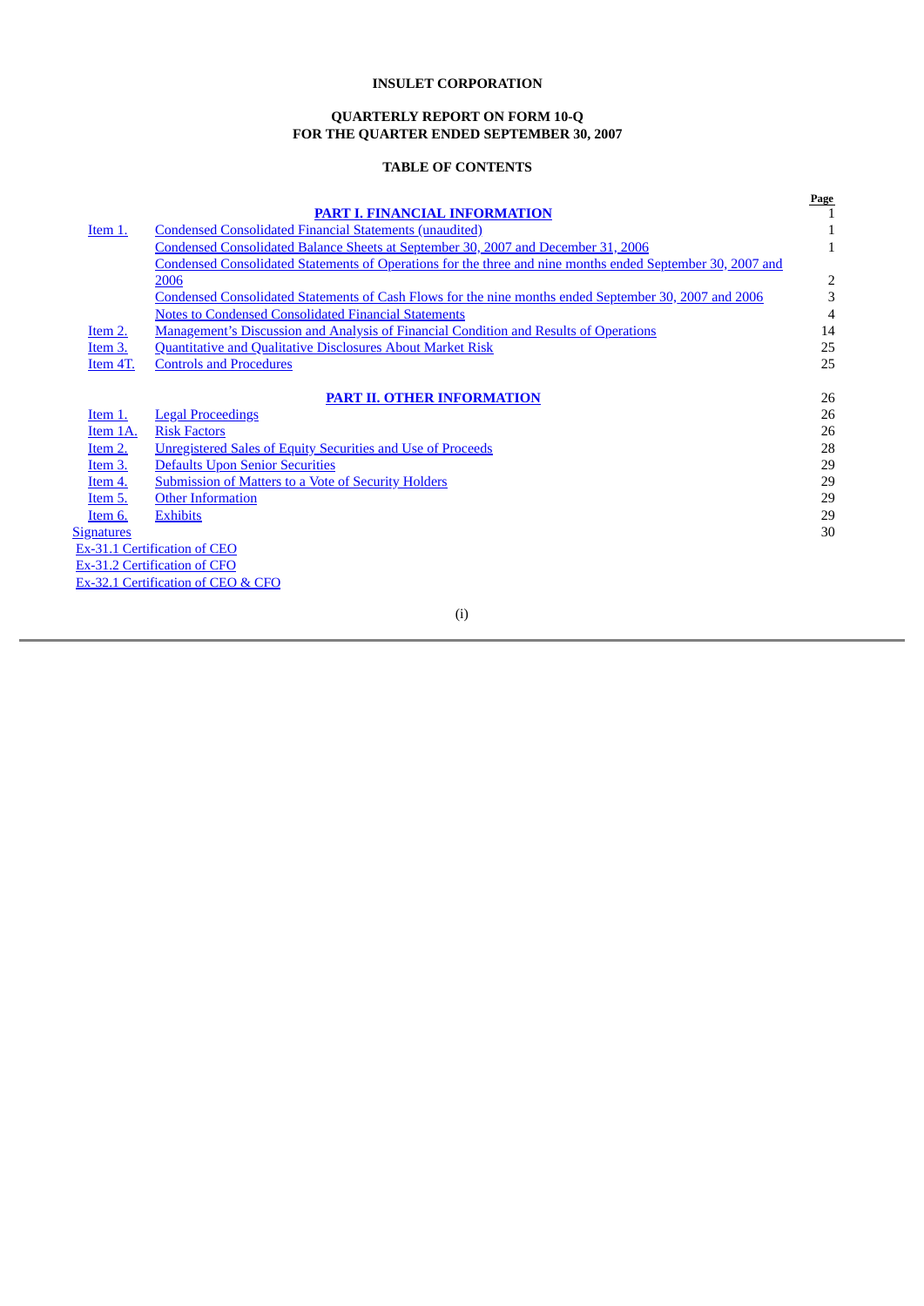**INSULET CORPORATION**

**QUARTERLY REPORT ON FORM 10-Q**
**FOR THE QUARTER ENDED SEPTEMBER 30, 2007**

**TABLE OF CONTENTS**

| | | Page |
|---|---|---|
| | **PART I. FINANCIAL INFORMATION** | 1 |
| Item 1. | Condensed Consolidated Financial Statements (unaudited) | 1 |
| | Condensed Consolidated Balance Sheets at September 30, 2007 and December 31, 2006 | 1 |
| | Condensed Consolidated Statements of Operations for the three and nine months ended September 30, 2007 and 2006 | 2 |
| | Condensed Consolidated Statements of Cash Flows for the nine months ended September 30, 2007 and 2006 | 3 |
| | Notes to Condensed Consolidated Financial Statements | 4 |
| Item 2. | Management's Discussion and Analysis of Financial Condition and Results of Operations | 14 |
| Item 3. | Quantitative and Qualitative Disclosures About Market Risk | 25 |
| Item 4T. | Controls and Procedures | 25 |
| | **PART II. OTHER INFORMATION** | 26 |
| Item 1. | Legal Proceedings | 26 |
| Item 1A. | Risk Factors | 26 |
| Item 2. | Unregistered Sales of Equity Securities and Use of Proceeds | 28 |
| Item 3. | Defaults Upon Senior Securities | 29 |
| Item 4. | Submission of Matters to a Vote of Security Holders | 29 |
| Item 5. | Other Information | 29 |
| Item 6. | Exhibits | 29 |
| Signatures | | 30 |
| Ex-31.1 Certification of CEO | | |
| Ex-31.2 Certification of CFO | | |
| Ex-32.1 Certification of CEO & CFO | | |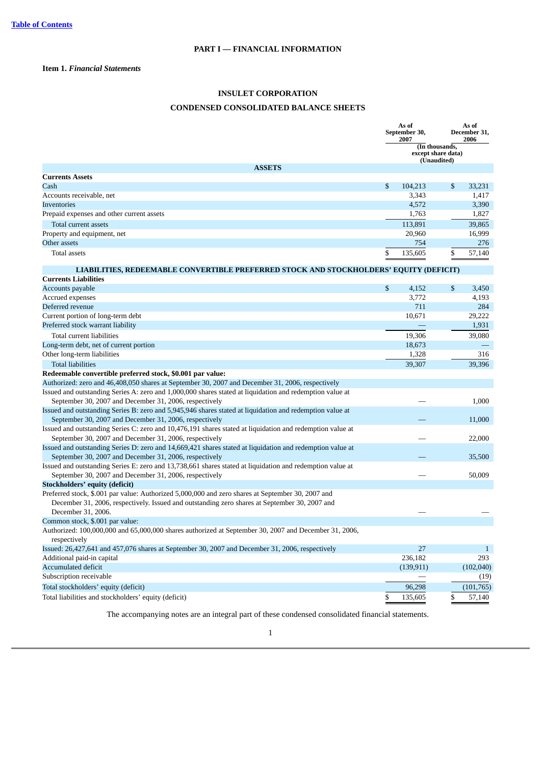[Table of Contents](#)

## PART I — FINANCIAL INFORMATION

**Item 1.** ***Financial Statements***

## INSULET CORPORATION

## CONDENSED CONSOLIDATED BALANCE SHEETS

| | As of September 30, 2007 | As of December 31, 2006 |
|---|---|---|
| | (In thousands, except share data) (Unaudited) | |
| **ASSETS** | | |
| **Currents Assets** | | |
| Cash | $ 104,213 | $ 33,231 |
| Accounts receivable, net | 3,343 | 1,417 |
| Inventories | 4,572 | 3,390 |
| Prepaid expenses and other current assets | 1,763 | 1,827 |
| Total current assets | 113,891 | 39,865 |
| Property and equipment, net | 20,960 | 16,999 |
| Other assets | 754 | 276 |
| Total assets | $ 135,605 | $ 57,140 |
| **LIABILITIES, REDEEMABLE CONVERTIBLE PREFERRED STOCK AND STOCKHOLDERS' EQUITY (DEFICIT)** | | |
| **Currents Liabilities** | | |
| Accounts payable | $ 4,152 | $ 3,450 |
| Accrued expenses | 3,772 | 4,193 |
| Deferred revenue | 711 | 284 |
| Current portion of long-term debt | 10,671 | 29,222 |
| Preferred stock warrant liability | — | 1,931 |
| Total current liabilities | 19,306 | 39,080 |
| Long-term debt, net of current portion | 18,673 | — |
| Other long-term liabilities | 1,328 | 316 |
| Total liabilities | 39,307 | 39,396 |
| **Redeemable convertible preferred stock, $0.001 par value:** | | |
| Authorized: zero and 46,408,050 shares at September 30, 2007 and December 31, 2006, respectively | | |
| Issued and outstanding Series A: zero and 1,000,000 shares stated at liquidation and redemption value at September 30, 2007 and December 31, 2006, respectively | — | 1,000 |
| Issued and outstanding Series B: zero and 5,945,946 shares stated at liquidation and redemption value at September 30, 2007 and December 31, 2006, respectively | — | 11,000 |
| Issued and outstanding Series C: zero and 10,476,191 shares stated at liquidation and redemption value at September 30, 2007 and December 31, 2006, respectively | — | 22,000 |
| Issued and outstanding Series D: zero and 14,669,421 shares stated at liquidation and redemption value at September 30, 2007 and December 31, 2006, respectively | — | 35,500 |
| Issued and outstanding Series E: zero and 13,738,661 shares stated at liquidation and redemption value at September 30, 2007 and December 31, 2006, respectively | — | 50,009 |
| **Stockholders' equity (deficit)** | | |
| Preferred stock, $.001 par value: Authorized 5,000,000 and zero shares at September 30, 2007 and December 31, 2006, respectively. Issued and outstanding zero shares at September 30, 2007 and December 31, 2006. | — | — |
| Common stock, $.001 par value: | | |
| Authorized: 100,000,000 and 65,000,000 shares authorized at September 30, 2007 and December 31, 2006, respectively | | |
| Issued: 26,427,641 and 457,076 shares at September 30, 2007 and December 31, 2006, respectively | 27 | 1 |
| Additional paid-in capital | 236,182 | 293 |
| Accumulated deficit | (139,911) | (102,040) |
| Subscription receivable | — | (19) |
| Total stockholders' equity (deficit) | 96,298 | (101,765) |
| Total liabilities and stockholders' equity (deficit) | $ 135,605 | $ 57,140 |

The accompanying notes are an integral part of these condensed consolidated financial statements.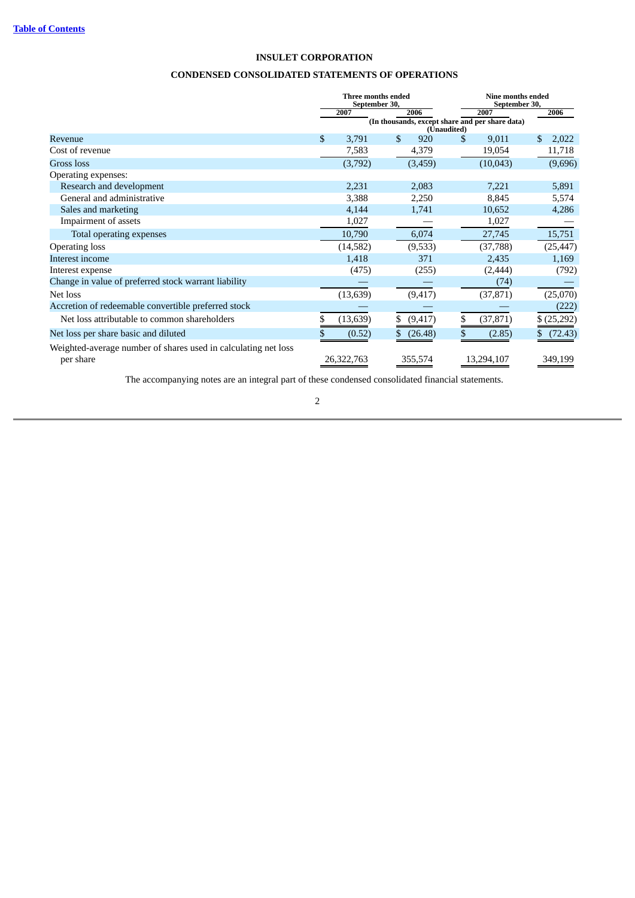Table of Contents

# INSULET CORPORATION

## CONDENSED CONSOLIDATED STATEMENTS OF OPERATIONS

| | Three months ended September 30, | | Nine months ended September 30, | |
|---|---|---|---|---|
| | 2007 | 2006 | 2007 | 2006 |
| | (In thousands, except share and per share data) (Unaudited) | | | |
| Revenue | $ 3,791 | $ 920 | $ 9,011 | $ 2,022 |
| Cost of revenue | 7,583 | 4,379 | 19,054 | 11,718 |
| Gross loss | (3,792) | (3,459) | (10,043) | (9,696) |
| Operating expenses: | | | | |
| Research and development | 2,231 | 2,083 | 7,221 | 5,891 |
| General and administrative | 3,388 | 2,250 | 8,845 | 5,574 |
| Sales and marketing | 4,144 | 1,741 | 10,652 | 4,286 |
| Impairment of assets | 1,027 | — | 1,027 | — |
| Total operating expenses | 10,790 | 6,074 | 27,745 | 15,751 |
| Operating loss | (14,582) | (9,533) | (37,788) | (25,447) |
| Interest income | 1,418 | 371 | 2,435 | 1,169 |
| Interest expense | (475) | (255) | (2,444) | (792) |
| Change in value of preferred stock warrant liability | — | — | (74) | — |
| Net loss | (13,639) | (9,417) | (37,871) | (25,070) |
| Accretion of redeemable convertible preferred stock | — | — | — | (222) |
| Net loss attributable to common shareholders | $ (13,639) | $ (9,417) | $ (37,871) | $ (25,292) |
| Net loss per share basic and diluted | $ (0.52) | $ (26.48) | $ (2.85) | $ (72.43) |
| Weighted-average number of shares used in calculating net loss per share | 26,322,763 | 355,574 | 13,294,107 | 349,199 |

The accompanying notes are an integral part of these condensed consolidated financial statements.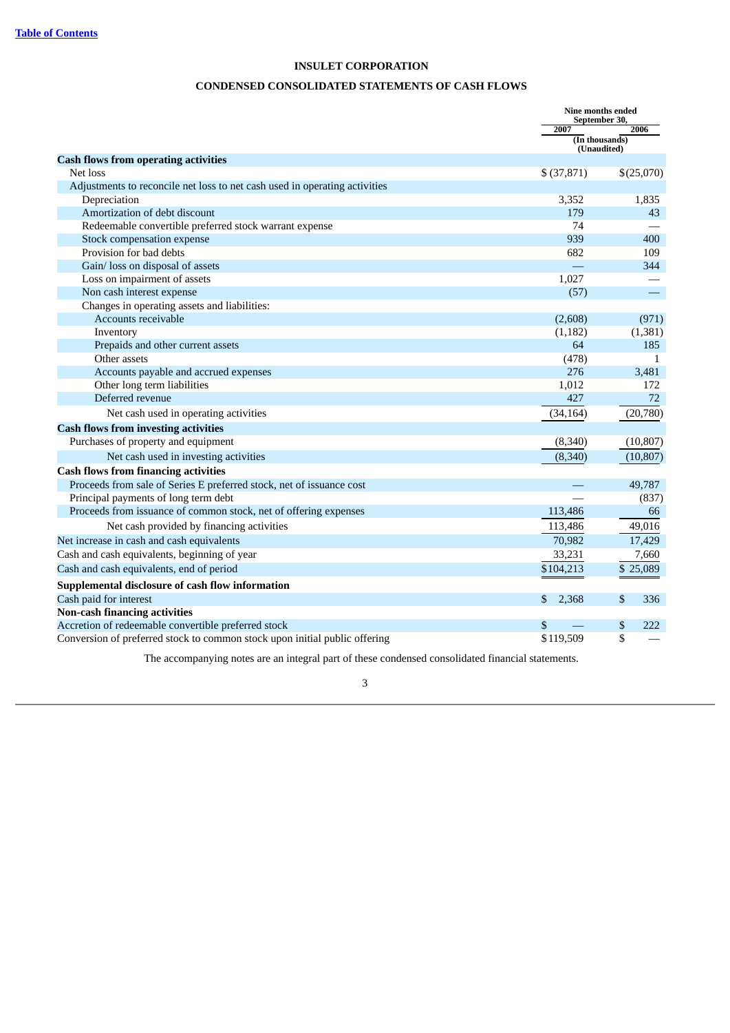[Table of Contents](#)

# INSULET CORPORATION

## CONDENSED CONSOLIDATED STATEMENTS OF CASH FLOWS

| | Nine months ended September 30, | |
|---|---|---|
| | 2007 | 2006 |
| | (In thousands) (Unaudited) | |
| **Cash flows from operating activities** | | |
| Net loss | $ (37,871) | $(25,070) |
| Adjustments to reconcile net loss to net cash used in operating activities | | |
| Depreciation | 3,352 | 1,835 |
| Amortization of debt discount | 179 | 43 |
| Redeemable convertible preferred stock warrant expense | 74 | — |
| Stock compensation expense | 939 | 400 |
| Provision for bad debts | 682 | 109 |
| Gain/ loss on disposal of assets | — | 344 |
| Loss on impairment of assets | 1,027 | — |
| Non cash interest expense | (57) | — |
| Changes in operating assets and liabilities: | | |
| Accounts receivable | (2,608) | (971) |
| Inventory | (1,182) | (1,381) |
| Prepaids and other current assets | 64 | 185 |
| Other assets | (478) | 1 |
| Accounts payable and accrued expenses | 276 | 3,481 |
| Other long term liabilities | 1,012 | 172 |
| Deferred revenue | 427 | 72 |
| Net cash used in operating activities | (34,164) | (20,780) |
| **Cash flows from investing activities** | | |
| Purchases of property and equipment | (8,340) | (10,807) |
| Net cash used in investing activities | (8,340) | (10,807) |
| **Cash flows from financing activities** | | |
| Proceeds from sale of Series E preferred stock, net of issuance cost | — | 49,787 |
| Principal payments of long term debt | — | (837) |
| Proceeds from issuance of common stock, net of offering expenses | 113,486 | 66 |
| Net cash provided by financing activities | 113,486 | 49,016 |
| Net increase in cash and cash equivalents | 70,982 | 17,429 |
| Cash and cash equivalents, beginning of year | 33,231 | 7,660 |
| Cash and cash equivalents, end of period | $104,213 | $ 25,089 |
| **Supplemental disclosure of cash flow information** | | |
| Cash paid for interest | $ 2,368 | $ 336 |
| **Non-cash financing activities** | | |
| Accretion of redeemable convertible preferred stock | $ — | $ 222 |
| Conversion of preferred stock to common stock upon initial public offering | $119,509 | $ — |

The accompanying notes are an integral part of these condensed consolidated financial statements.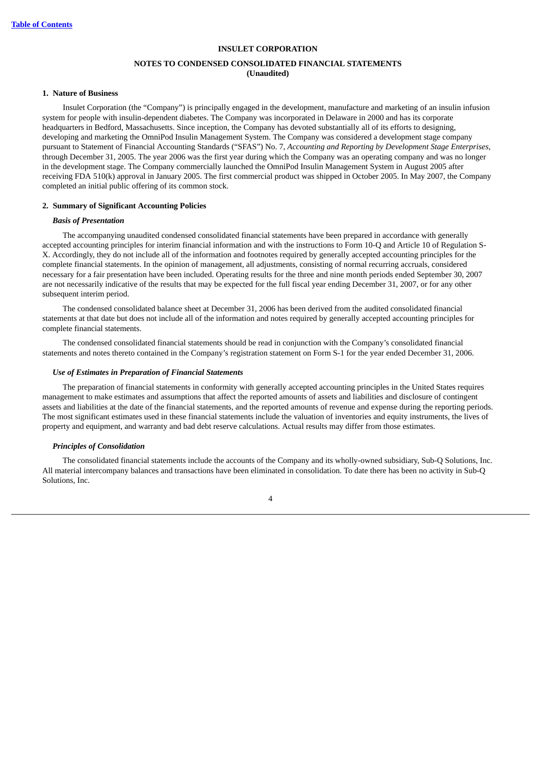**INSULET CORPORATION**

**NOTES TO CONDENSED CONSOLIDATED FINANCIAL STATEMENTS**
**(Unaudited)**

**1. Nature of Business**

Insulet Corporation (the "Company") is principally engaged in the development, manufacture and marketing of an insulin infusion system for people with insulin-dependent diabetes. The Company was incorporated in Delaware in 2000 and has its corporate headquarters in Bedford, Massachusetts. Since inception, the Company has devoted substantially all of its efforts to designing, developing and marketing the OmniPod Insulin Management System. The Company was considered a development stage company pursuant to Statement of Financial Accounting Standards ("SFAS") No. 7, *Accounting and Reporting by Development Stage Enterprises*, through December 31, 2005. The year 2006 was the first year during which the Company was an operating company and was no longer in the development stage. The Company commercially launched the OmniPod Insulin Management System in August 2005 after receiving FDA 510(k) approval in January 2005. The first commercial product was shipped in October 2005. In May 2007, the Company completed an initial public offering of its common stock.

**2. Summary of Significant Accounting Policies**

***Basis of Presentation***

The accompanying unaudited condensed consolidated financial statements have been prepared in accordance with generally accepted accounting principles for interim financial information and with the instructions to Form 10-Q and Article 10 of Regulation S-X. Accordingly, they do not include all of the information and footnotes required by generally accepted accounting principles for the complete financial statements. In the opinion of management, all adjustments, consisting of normal recurring accruals, considered necessary for a fair presentation have been included. Operating results for the three and nine month periods ended September 30, 2007 are not necessarily indicative of the results that may be expected for the full fiscal year ending December 31, 2007, or for any other subsequent interim period.

The condensed consolidated balance sheet at December 31, 2006 has been derived from the audited consolidated financial statements at that date but does not include all of the information and notes required by generally accepted accounting principles for complete financial statements.

The condensed consolidated financial statements should be read in conjunction with the Company's consolidated financial statements and notes thereto contained in the Company's registration statement on Form S-1 for the year ended December 31, 2006.

***Use of Estimates in Preparation of Financial Statements***

The preparation of financial statements in conformity with generally accepted accounting principles in the United States requires management to make estimates and assumptions that affect the reported amounts of assets and liabilities and disclosure of contingent assets and liabilities at the date of the financial statements, and the reported amounts of revenue and expense during the reporting periods. The most significant estimates used in these financial statements include the valuation of inventories and equity instruments, the lives of property and equipment, and warranty and bad debt reserve calculations. Actual results may differ from those estimates.

***Principles of Consolidation***

The consolidated financial statements include the accounts of the Company and its wholly-owned subsidiary, Sub-Q Solutions, Inc. All material intercompany balances and transactions have been eliminated in consolidation. To date there has been no activity in Sub-Q Solutions, Inc.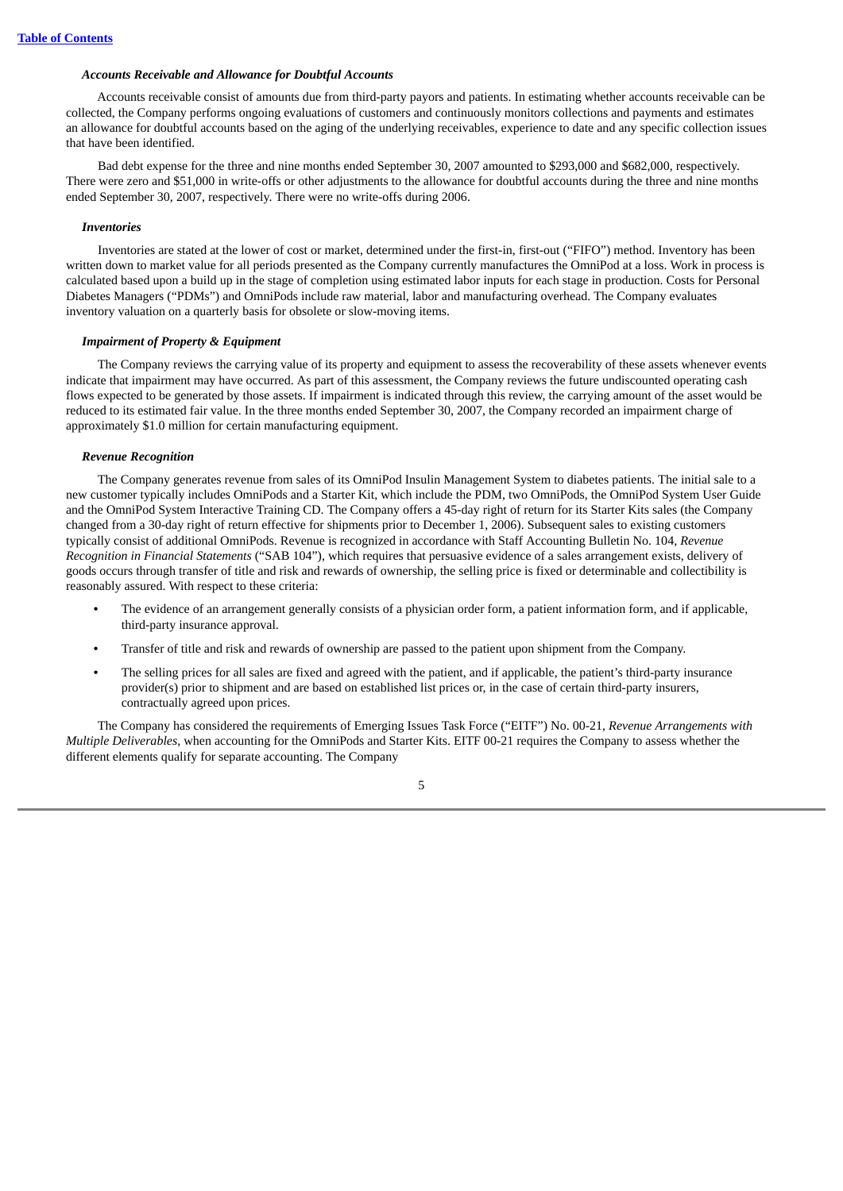***Accounts Receivable and Allowance for Doubtful Accounts***

Accounts receivable consist of amounts due from third-party payors and patients. In estimating whether accounts receivable can be collected, the Company performs ongoing evaluations of customers and continuously monitors collections and payments and estimates an allowance for doubtful accounts based on the aging of the underlying receivables, experience to date and any specific collection issues that have been identified.

Bad debt expense for the three and nine months ended September 30, 2007 amounted to $293,000 and $682,000, respectively. There were zero and $51,000 in write-offs or other adjustments to the allowance for doubtful accounts during the three and nine months ended September 30, 2007, respectively. There were no write-offs during 2006.

***Inventories***

Inventories are stated at the lower of cost or market, determined under the first-in, first-out ("FIFO") method. Inventory has been written down to market value for all periods presented as the Company currently manufactures the OmniPod at a loss. Work in process is calculated based upon a build up in the stage of completion using estimated labor inputs for each stage in production. Costs for Personal Diabetes Managers ("PDMs") and OmniPods include raw material, labor and manufacturing overhead. The Company evaluates inventory valuation on a quarterly basis for obsolete or slow-moving items.

***Impairment of Property & Equipment***

The Company reviews the carrying value of its property and equipment to assess the recoverability of these assets whenever events indicate that impairment may have occurred. As part of this assessment, the Company reviews the future undiscounted operating cash flows expected to be generated by those assets. If impairment is indicated through this review, the carrying amount of the asset would be reduced to its estimated fair value. In the three months ended September 30, 2007, the Company recorded an impairment charge of approximately $1.0 million for certain manufacturing equipment.

***Revenue Recognition***

The Company generates revenue from sales of its OmniPod Insulin Management System to diabetes patients. The initial sale to a new customer typically includes OmniPods and a Starter Kit, which include the PDM, two OmniPods, the OmniPod System User Guide and the OmniPod System Interactive Training CD. The Company offers a 45-day right of return for its Starter Kits sales (the Company changed from a 30-day right of return effective for shipments prior to December 1, 2006). Subsequent sales to existing customers typically consist of additional OmniPods. Revenue is recognized in accordance with Staff Accounting Bulletin No. 104, *Revenue Recognition in Financial Statements* ("SAB 104"), which requires that persuasive evidence of a sales arrangement exists, delivery of goods occurs through transfer of title and risk and rewards of ownership, the selling price is fixed or determinable and collectibility is reasonably assured. With respect to these criteria:

- The evidence of an arrangement generally consists of a physician order form, a patient information form, and if applicable, third-party insurance approval.
- Transfer of title and risk and rewards of ownership are passed to the patient upon shipment from the Company.
- The selling prices for all sales are fixed and agreed with the patient, and if applicable, the patient's third-party insurance provider(s) prior to shipment and are based on established list prices or, in the case of certain third-party insurers, contractually agreed upon prices.

The Company has considered the requirements of Emerging Issues Task Force ("EITF") No. 00-21, *Revenue Arrangements with Multiple Deliverables*, when accounting for the OmniPods and Starter Kits. EITF 00-21 requires the Company to assess whether the different elements qualify for separate accounting. The Company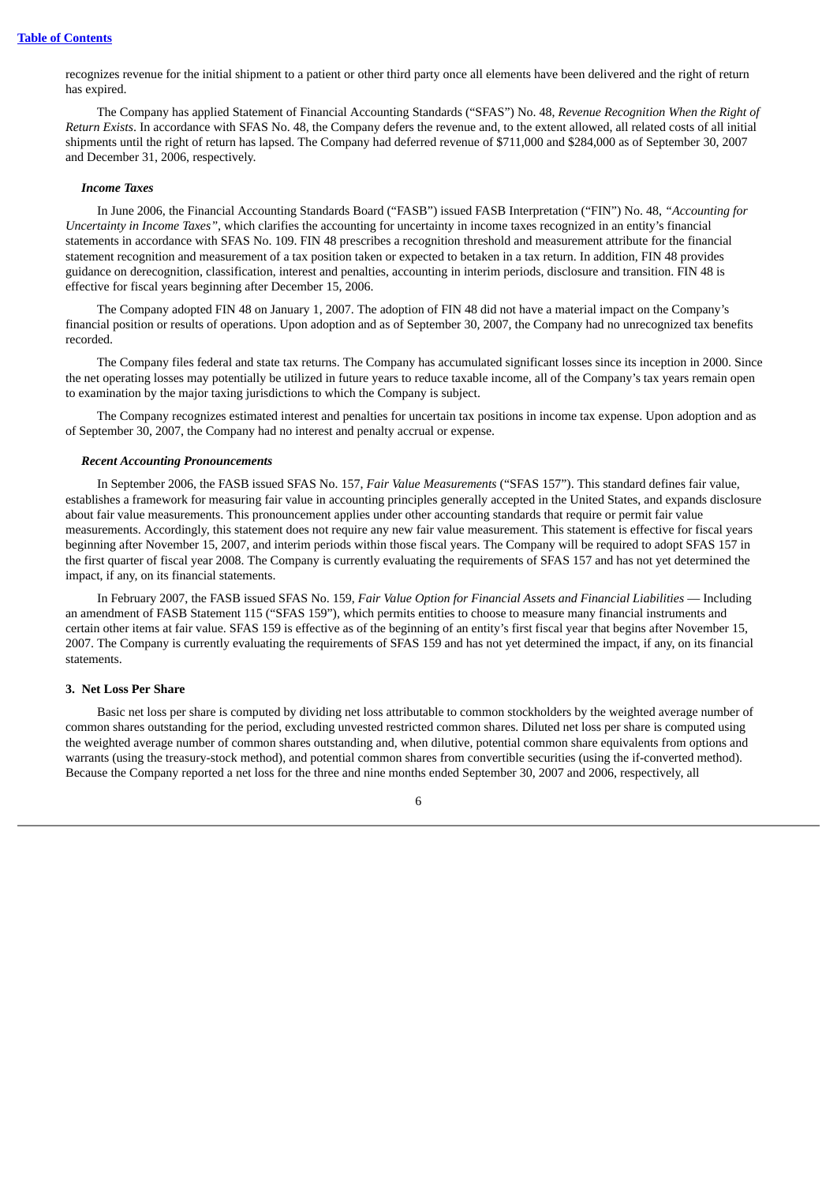recognizes revenue for the initial shipment to a patient or other third party once all elements have been delivered and the right of return has expired.

The Company has applied Statement of Financial Accounting Standards ("SFAS") No. 48, *Revenue Recognition When the Right of Return Exists*. In accordance with SFAS No. 48, the Company defers the revenue and, to the extent allowed, all related costs of all initial shipments until the right of return has lapsed. The Company had deferred revenue of $711,000 and $284,000 as of September 30, 2007 and December 31, 2006, respectively.

***Income Taxes***

In June 2006, the Financial Accounting Standards Board ("FASB") issued FASB Interpretation ("FIN") No. 48, *"Accounting for Uncertainty in Income Taxes"*, which clarifies the accounting for uncertainty in income taxes recognized in an entity's financial statements in accordance with SFAS No. 109. FIN 48 prescribes a recognition threshold and measurement attribute for the financial statement recognition and measurement of a tax position taken or expected to betaken in a tax return. In addition, FIN 48 provides guidance on derecognition, classification, interest and penalties, accounting in interim periods, disclosure and transition. FIN 48 is effective for fiscal years beginning after December 15, 2006.

The Company adopted FIN 48 on January 1, 2007. The adoption of FIN 48 did not have a material impact on the Company's financial position or results of operations. Upon adoption and as of September 30, 2007, the Company had no unrecognized tax benefits recorded.

The Company files federal and state tax returns. The Company has accumulated significant losses since its inception in 2000. Since the net operating losses may potentially be utilized in future years to reduce taxable income, all of the Company's tax years remain open to examination by the major taxing jurisdictions to which the Company is subject.

The Company recognizes estimated interest and penalties for uncertain tax positions in income tax expense. Upon adoption and as of September 30, 2007, the Company had no interest and penalty accrual or expense.

***Recent Accounting Pronouncements***

In September 2006, the FASB issued SFAS No. 157, *Fair Value Measurements* ("SFAS 157"). This standard defines fair value, establishes a framework for measuring fair value in accounting principles generally accepted in the United States, and expands disclosure about fair value measurements. This pronouncement applies under other accounting standards that require or permit fair value measurements. Accordingly, this statement does not require any new fair value measurement. This statement is effective for fiscal years beginning after November 15, 2007, and interim periods within those fiscal years. The Company will be required to adopt SFAS 157 in the first quarter of fiscal year 2008. The Company is currently evaluating the requirements of SFAS 157 and has not yet determined the impact, if any, on its financial statements.

In February 2007, the FASB issued SFAS No. 159, *Fair Value Option for Financial Assets and Financial Liabilities* — Including an amendment of FASB Statement 115 ("SFAS 159"), which permits entities to choose to measure many financial instruments and certain other items at fair value. SFAS 159 is effective as of the beginning of an entity's first fiscal year that begins after November 15, 2007. The Company is currently evaluating the requirements of SFAS 159 and has not yet determined the impact, if any, on its financial statements.

**3. Net Loss Per Share**

Basic net loss per share is computed by dividing net loss attributable to common stockholders by the weighted average number of common shares outstanding for the period, excluding unvested restricted common shares. Diluted net loss per share is computed using the weighted average number of common shares outstanding and, when dilutive, potential common share equivalents from options and warrants (using the treasury-stock method), and potential common shares from convertible securities (using the if-converted method). Because the Company reported a net loss for the three and nine months ended September 30, 2007 and 2006, respectively, all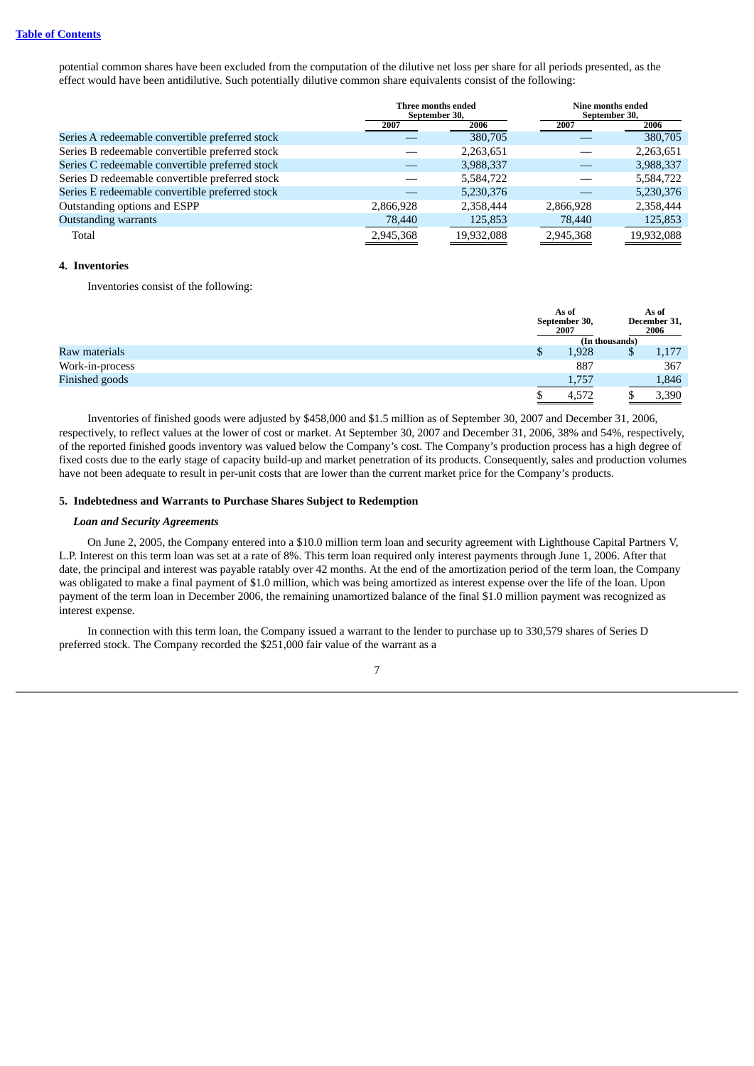potential common shares have been excluded from the computation of the dilutive net loss per share for all periods presented, as the effect would have been antidilutive. Such potentially dilutive common share equivalents consist of the following:

| | Three months ended September 30, | | Nine months ended September 30, | |
|---|---|---|---|---|
| | 2007 | 2006 | 2007 | 2006 |
| Series A redeemable convertible preferred stock | — | 380,705 | — | 380,705 |
| Series B redeemable convertible preferred stock | — | 2,263,651 | — | 2,263,651 |
| Series C redeemable convertible preferred stock | — | 3,988,337 | — | 3,988,337 |
| Series D redeemable convertible preferred stock | — | 5,584,722 | — | 5,584,722 |
| Series E redeemable convertible preferred stock | — | 5,230,376 | — | 5,230,376 |
| Outstanding options and ESPP | 2,866,928 | 2,358,444 | 2,866,928 | 2,358,444 |
| Outstanding warrants | 78,440 | 125,853 | 78,440 | 125,853 |
| Total | 2,945,368 | 19,932,088 | 2,945,368 | 19,932,088 |

**4. Inventories**

Inventories consist of the following:

| | As of September 30, 2007 | As of December 31, 2006 |
|---|---|---|
| | (In thousands) | |
| Raw materials | $ 1,928 | $ 1,177 |
| Work-in-process | 887 | 367 |
| Finished goods | 1,757 | 1,846 |
| | $ 4,572 | $ 3,390 |

Inventories of finished goods were adjusted by $458,000 and $1.5 million as of September 30, 2007 and December 31, 2006, respectively, to reflect values at the lower of cost or market. At September 30, 2007 and December 31, 2006, 38% and 54%, respectively, of the reported finished goods inventory was valued below the Company's cost. The Company's production process has a high degree of fixed costs due to the early stage of capacity build-up and market penetration of its products. Consequently, sales and production volumes have not been adequate to result in per-unit costs that are lower than the current market price for the Company's products.

**5. Indebtedness and Warrants to Purchase Shares Subject to Redemption**

***Loan and Security Agreements***

On June 2, 2005, the Company entered into a $10.0 million term loan and security agreement with Lighthouse Capital Partners V, L.P. Interest on this term loan was set at a rate of 8%. This term loan required only interest payments through June 1, 2006. After that date, the principal and interest was payable ratably over 42 months. At the end of the amortization period of the term loan, the Company was obligated to make a final payment of $1.0 million, which was being amortized as interest expense over the life of the loan. Upon payment of the term loan in December 2006, the remaining unamortized balance of the final $1.0 million payment was recognized as interest expense.

In connection with this term loan, the Company issued a warrant to the lender to purchase up to 330,579 shares of Series D preferred stock. The Company recorded the $251,000 fair value of the warrant as a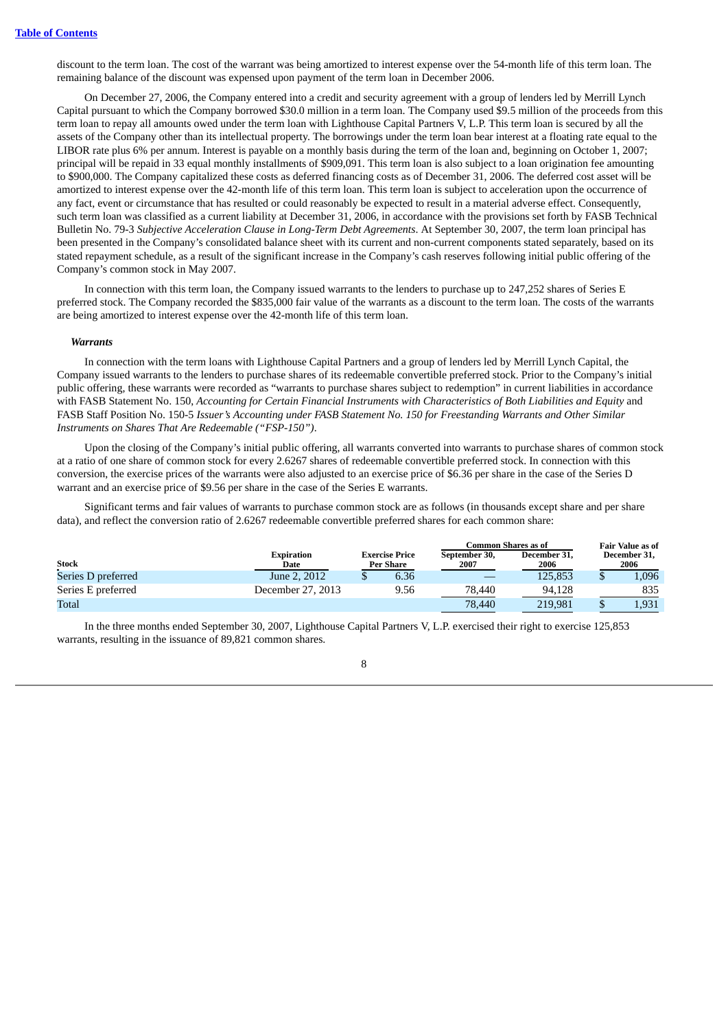discount to the term loan. The cost of the warrant was being amortized to interest expense over the 54-month life of this term loan. The remaining balance of the discount was expensed upon payment of the term loan in December 2006.

On December 27, 2006, the Company entered into a credit and security agreement with a group of lenders led by Merrill Lynch Capital pursuant to which the Company borrowed $30.0 million in a term loan. The Company used $9.5 million of the proceeds from this term loan to repay all amounts owed under the term loan with Lighthouse Capital Partners V, L.P. This term loan is secured by all the assets of the Company other than its intellectual property. The borrowings under the term loan bear interest at a floating rate equal to the LIBOR rate plus 6% per annum. Interest is payable on a monthly basis during the term of the loan and, beginning on October 1, 2007; principal will be repaid in 33 equal monthly installments of $909,091. This term loan is also subject to a loan origination fee amounting to $900,000. The Company capitalized these costs as deferred financing costs as of December 31, 2006. The deferred cost asset will be amortized to interest expense over the 42-month life of this term loan. This term loan is subject to acceleration upon the occurrence of any fact, event or circumstance that has resulted or could reasonably be expected to result in a material adverse effect. Consequently, such term loan was classified as a current liability at December 31, 2006, in accordance with the provisions set forth by FASB Technical Bulletin No. 79-3 *Subjective Acceleration Clause in Long-Term Debt Agreements*. At September 30, 2007, the term loan principal has been presented in the Company's consolidated balance sheet with its current and non-current components stated separately, based on its stated repayment schedule, as a result of the significant increase in the Company's cash reserves following initial public offering of the Company's common stock in May 2007.

In connection with this term loan, the Company issued warrants to the lenders to purchase up to 247,252 shares of Series E preferred stock. The Company recorded the $835,000 fair value of the warrants as a discount to the term loan. The costs of the warrants are being amortized to interest expense over the 42-month life of this term loan.

***Warrants***

In connection with the term loans with Lighthouse Capital Partners and a group of lenders led by Merrill Lynch Capital, the Company issued warrants to the lenders to purchase shares of its redeemable convertible preferred stock. Prior to the Company's initial public offering, these warrants were recorded as "warrants to purchase shares subject to redemption" in current liabilities in accordance with FASB Statement No. 150, *Accounting for Certain Financial Instruments with Characteristics of Both Liabilities and Equity* and FASB Staff Position No. 150-5 *Issuer's Accounting under FASB Statement No. 150 for Freestanding Warrants and Other Similar Instruments on Shares That Are Redeemable ("FSP-150")*.

Upon the closing of the Company's initial public offering, all warrants converted into warrants to purchase shares of common stock at a ratio of one share of common stock for every 2.6267 shares of redeemable convertible preferred stock. In connection with this conversion, the exercise prices of the warrants were also adjusted to an exercise price of $6.36 per share in the case of the Series D warrant and an exercise price of $9.56 per share in the case of the Series E warrants.

Significant terms and fair values of warrants to purchase common stock are as follows (in thousands except share and per share data), and reflect the conversion ratio of 2.6267 redeemable convertible preferred shares for each common share:

| Stock | Expiration Date | Exercise Price Per Share | Common Shares as of September 30, 2007 | Common Shares as of December 31, 2006 | Fair Value as of December 31, 2006 |
|---|---|---|---|---|---|
| Series D preferred | June 2, 2012 | $ 6.36 | — | 125,853 | $ 1,096 |
| Series E preferred | December 27, 2013 | 9.56 | 78,440 | 94,128 | 835 |
| Total | | | 78,440 | 219,981 | $ 1,931 |

In the three months ended September 30, 2007, Lighthouse Capital Partners V, L.P. exercised their right to exercise 125,853 warrants, resulting in the issuance of 89,821 common shares.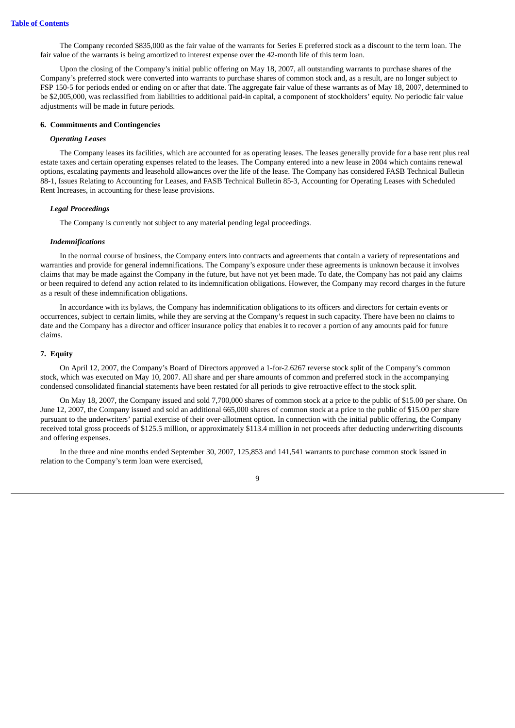The Company recorded $835,000 as the fair value of the warrants for Series E preferred stock as a discount to the term loan. The fair value of the warrants is being amortized to interest expense over the 42-month life of this term loan.

Upon the closing of the Company's initial public offering on May 18, 2007, all outstanding warrants to purchase shares of the Company's preferred stock were converted into warrants to purchase shares of common stock and, as a result, are no longer subject to FSP 150-5 for periods ended or ending on or after that date. The aggregate fair value of these warrants as of May 18, 2007, determined to be $2,005,000, was reclassified from liabilities to additional paid-in capital, a component of stockholders' equity. No periodic fair value adjustments will be made in future periods.

**6. Commitments and Contingencies**

***Operating Leases***

The Company leases its facilities, which are accounted for as operating leases. The leases generally provide for a base rent plus real estate taxes and certain operating expenses related to the leases. The Company entered into a new lease in 2004 which contains renewal options, escalating payments and leasehold allowances over the life of the lease. The Company has considered FASB Technical Bulletin 88-1, Issues Relating to Accounting for Leases, and FASB Technical Bulletin 85-3, Accounting for Operating Leases with Scheduled Rent Increases, in accounting for these lease provisions.

***Legal Proceedings***

The Company is currently not subject to any material pending legal proceedings.

***Indemnifications***

In the normal course of business, the Company enters into contracts and agreements that contain a variety of representations and warranties and provide for general indemnifications. The Company's exposure under these agreements is unknown because it involves claims that may be made against the Company in the future, but have not yet been made. To date, the Company has not paid any claims or been required to defend any action related to its indemnification obligations. However, the Company may record charges in the future as a result of these indemnification obligations.

In accordance with its bylaws, the Company has indemnification obligations to its officers and directors for certain events or occurrences, subject to certain limits, while they are serving at the Company's request in such capacity. There have been no claims to date and the Company has a director and officer insurance policy that enables it to recover a portion of any amounts paid for future claims.

**7. Equity**

On April 12, 2007, the Company's Board of Directors approved a 1-for-2.6267 reverse stock split of the Company's common stock, which was executed on May 10, 2007. All share and per share amounts of common and preferred stock in the accompanying condensed consolidated financial statements have been restated for all periods to give retroactive effect to the stock split.

On May 18, 2007, the Company issued and sold 7,700,000 shares of common stock at a price to the public of $15.00 per share. On June 12, 2007, the Company issued and sold an additional 665,000 shares of common stock at a price to the public of $15.00 per share pursuant to the underwriters' partial exercise of their over-allotment option. In connection with the initial public offering, the Company received total gross proceeds of $125.5 million, or approximately $113.4 million in net proceeds after deducting underwriting discounts and offering expenses.

In the three and nine months ended September 30, 2007, 125,853 and 141,541 warrants to purchase common stock issued in relation to the Company's term loan were exercised,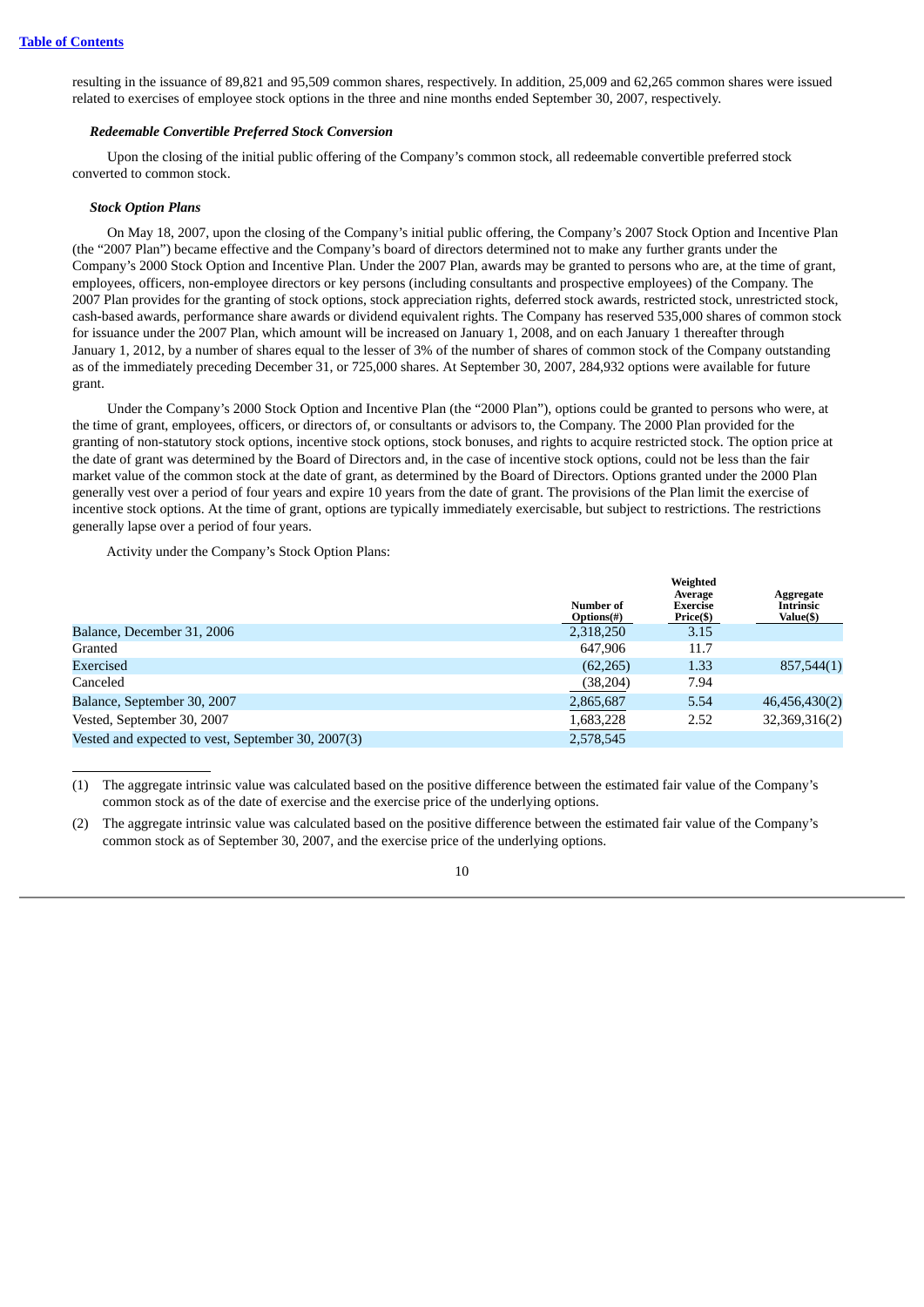resulting in the issuance of 89,821 and 95,509 common shares, respectively. In addition, 25,009 and 62,265 common shares were issued related to exercises of employee stock options in the three and nine months ended September 30, 2007, respectively.

***Redeemable Convertible Preferred Stock Conversion***

Upon the closing of the initial public offering of the Company's common stock, all redeemable convertible preferred stock converted to common stock.

***Stock Option Plans***

On May 18, 2007, upon the closing of the Company's initial public offering, the Company's 2007 Stock Option and Incentive Plan (the "2007 Plan") became effective and the Company's board of directors determined not to make any further grants under the Company's 2000 Stock Option and Incentive Plan. Under the 2007 Plan, awards may be granted to persons who are, at the time of grant, employees, officers, non-employee directors or key persons (including consultants and prospective employees) of the Company. The 2007 Plan provides for the granting of stock options, stock appreciation rights, deferred stock awards, restricted stock, unrestricted stock, cash-based awards, performance share awards or dividend equivalent rights. The Company has reserved 535,000 shares of common stock for issuance under the 2007 Plan, which amount will be increased on January 1, 2008, and on each January 1 thereafter through January 1, 2012, by a number of shares equal to the lesser of 3% of the number of shares of common stock of the Company outstanding as of the immediately preceding December 31, or 725,000 shares. At September 30, 2007, 284,932 options were available for future grant.

Under the Company's 2000 Stock Option and Incentive Plan (the "2000 Plan"), options could be granted to persons who were, at the time of grant, employees, officers, or directors of, or consultants or advisors to, the Company. The 2000 Plan provided for the granting of non-statutory stock options, incentive stock options, stock bonuses, and rights to acquire restricted stock. The option price at the date of grant was determined by the Board of Directors and, in the case of incentive stock options, could not be less than the fair market value of the common stock at the date of grant, as determined by the Board of Directors. Options granted under the 2000 Plan generally vest over a period of four years and expire 10 years from the date of grant. The provisions of the Plan limit the exercise of incentive stock options. At the time of grant, options are typically immediately exercisable, but subject to restrictions. The restrictions generally lapse over a period of four years.

Activity under the Company's Stock Option Plans:

| | Number of Options(#) | Weighted Average Exercise Price($) | Aggregate Intrinsic Value($) |
|---|---|---|---|
| Balance, December 31, 2006 | 2,318,250 | 3.15 | |
| Granted | 647,906 | 11.7 | |
| Exercised | (62,265) | 1.33 | 857,544(1) |
| Canceled | (38,204) | 7.94 | |
| Balance, September 30, 2007 | 2,865,687 | 5.54 | 46,456,430(2) |
| Vested, September 30, 2007 | 1,683,228 | 2.52 | 32,369,316(2) |
| Vested and expected to vest, September 30, 2007(3) | 2,578,545 | | |

(1) The aggregate intrinsic value was calculated based on the positive difference between the estimated fair value of the Company's common stock as of the date of exercise and the exercise price of the underlying options.

(2) The aggregate intrinsic value was calculated based on the positive difference between the estimated fair value of the Company's common stock as of September 30, 2007, and the exercise price of the underlying options.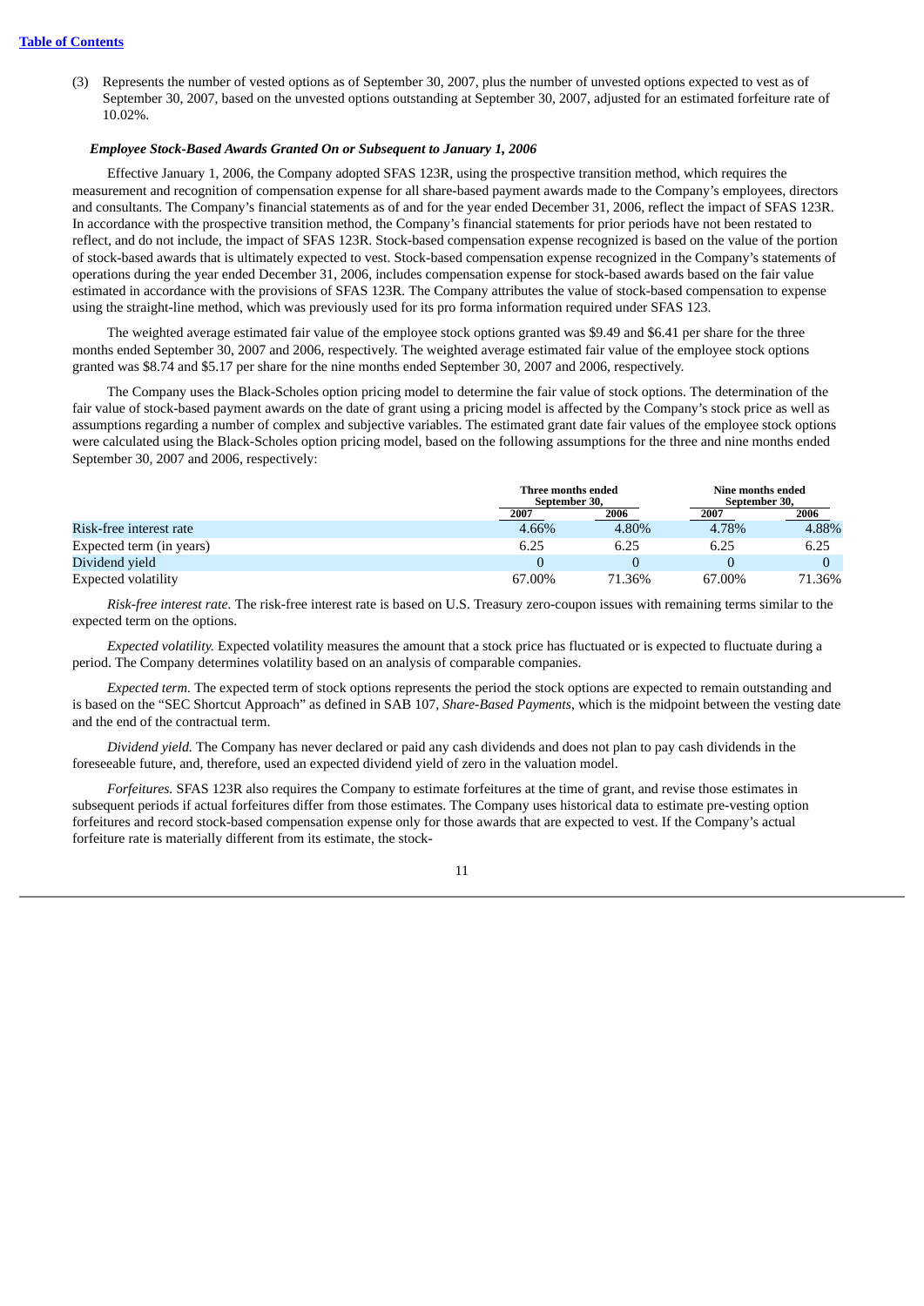(3) Represents the number of vested options as of September 30, 2007, plus the number of unvested options expected to vest as of September 30, 2007, based on the unvested options outstanding at September 30, 2007, adjusted for an estimated forfeiture rate of 10.02%.

***Employee Stock-Based Awards Granted On or Subsequent to January 1, 2006***

Effective January 1, 2006, the Company adopted SFAS 123R, using the prospective transition method, which requires the measurement and recognition of compensation expense for all share-based payment awards made to the Company's employees, directors and consultants. The Company's financial statements as of and for the year ended December 31, 2006, reflect the impact of SFAS 123R. In accordance with the prospective transition method, the Company's financial statements for prior periods have not been restated to reflect, and do not include, the impact of SFAS 123R. Stock-based compensation expense recognized is based on the value of the portion of stock-based awards that is ultimately expected to vest. Stock-based compensation expense recognized in the Company's statements of operations during the year ended December 31, 2006, includes compensation expense for stock-based awards based on the fair value estimated in accordance with the provisions of SFAS 123R. The Company attributes the value of stock-based compensation to expense using the straight-line method, which was previously used for its pro forma information required under SFAS 123.

The weighted average estimated fair value of the employee stock options granted was $9.49 and $6.41 per share for the three months ended September 30, 2007 and 2006, respectively. The weighted average estimated fair value of the employee stock options granted was $8.74 and $5.17 per share for the nine months ended September 30, 2007 and 2006, respectively.

The Company uses the Black-Scholes option pricing model to determine the fair value of stock options. The determination of the fair value of stock-based payment awards on the date of grant using a pricing model is affected by the Company's stock price as well as assumptions regarding a number of complex and subjective variables. The estimated grant date fair values of the employee stock options were calculated using the Black-Scholes option pricing model, based on the following assumptions for the three and nine months ended September 30, 2007 and 2006, respectively:

| | Three months ended September 30, | | Nine months ended September 30, | |
|---|---|---|---|---|
| | 2007 | 2006 | 2007 | 2006 |
| Risk-free interest rate | 4.66% | 4.80% | 4.78% | 4.88% |
| Expected term (in years) | 6.25 | 6.25 | 6.25 | 6.25 |
| Dividend yield | 0 | 0 | 0 | 0 |
| Expected volatility | 67.00% | 71.36% | 67.00% | 71.36% |

*Risk-free interest rate.* The risk-free interest rate is based on U.S. Treasury zero-coupon issues with remaining terms similar to the expected term on the options.

*Expected volatility.* Expected volatility measures the amount that a stock price has fluctuated or is expected to fluctuate during a period. The Company determines volatility based on an analysis of comparable companies.

*Expected term.* The expected term of stock options represents the period the stock options are expected to remain outstanding and is based on the "SEC Shortcut Approach" as defined in SAB 107, *Share-Based Payments*, which is the midpoint between the vesting date and the end of the contractual term.

*Dividend yield.* The Company has never declared or paid any cash dividends and does not plan to pay cash dividends in the foreseeable future, and, therefore, used an expected dividend yield of zero in the valuation model.

*Forfeitures.* SFAS 123R also requires the Company to estimate forfeitures at the time of grant, and revise those estimates in subsequent periods if actual forfeitures differ from those estimates. The Company uses historical data to estimate pre-vesting option forfeitures and record stock-based compensation expense only for those awards that are expected to vest. If the Company's actual forfeiture rate is materially different from its estimate, the stock-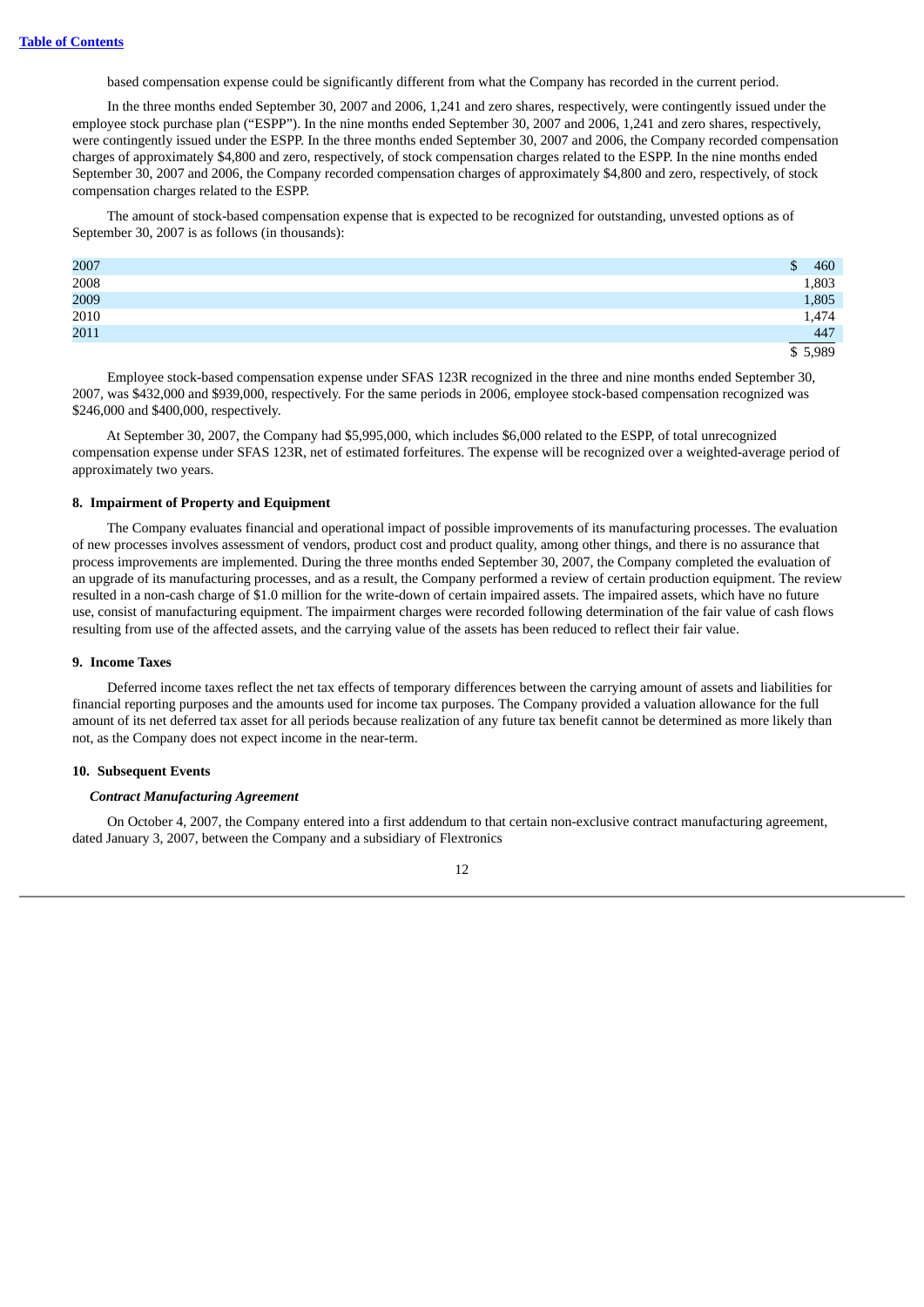based compensation expense could be significantly different from what the Company has recorded in the current period.

In the three months ended September 30, 2007 and 2006, 1,241 and zero shares, respectively, were contingently issued under the employee stock purchase plan ("ESPP"). In the nine months ended September 30, 2007 and 2006, 1,241 and zero shares, respectively, were contingently issued under the ESPP. In the three months ended September 30, 2007 and 2006, the Company recorded compensation charges of approximately $4,800 and zero, respectively, of stock compensation charges related to the ESPP. In the nine months ended September 30, 2007 and 2006, the Company recorded compensation charges of approximately $4,800 and zero, respectively, of stock compensation charges related to the ESPP.

The amount of stock-based compensation expense that is expected to be recognized for outstanding, unvested options as of September 30, 2007 is as follows (in thousands):

| | |
|---|---|
| 2007 | $ 460 |
| 2008 | 1,803 |
| 2009 | 1,805 |
| 2010 | 1,474 |
| 2011 | 447 |
| | $ 5,989 |

Employee stock-based compensation expense under SFAS 123R recognized in the three and nine months ended September 30, 2007, was $432,000 and $939,000, respectively. For the same periods in 2006, employee stock-based compensation recognized was $246,000 and $400,000, respectively.

At September 30, 2007, the Company had $5,995,000, which includes $6,000 related to the ESPP, of total unrecognized compensation expense under SFAS 123R, net of estimated forfeitures. The expense will be recognized over a weighted-average period of approximately two years.

**8. Impairment of Property and Equipment**

The Company evaluates financial and operational impact of possible improvements of its manufacturing processes. The evaluation of new processes involves assessment of vendors, product cost and product quality, among other things, and there is no assurance that process improvements are implemented. During the three months ended September 30, 2007, the Company completed the evaluation of an upgrade of its manufacturing processes, and as a result, the Company performed a review of certain production equipment. The review resulted in a non-cash charge of $1.0 million for the write-down of certain impaired assets. The impaired assets, which have no future use, consist of manufacturing equipment. The impairment charges were recorded following determination of the fair value of cash flows resulting from use of the affected assets, and the carrying value of the assets has been reduced to reflect their fair value.

**9. Income Taxes**

Deferred income taxes reflect the net tax effects of temporary differences between the carrying amount of assets and liabilities for financial reporting purposes and the amounts used for income tax purposes. The Company provided a valuation allowance for the full amount of its net deferred tax asset for all periods because realization of any future tax benefit cannot be determined as more likely than not, as the Company does not expect income in the near-term.

**10. Subsequent Events**

***Contract Manufacturing Agreement***

On October 4, 2007, the Company entered into a first addendum to that certain non-exclusive contract manufacturing agreement, dated January 3, 2007, between the Company and a subsidiary of Flextronics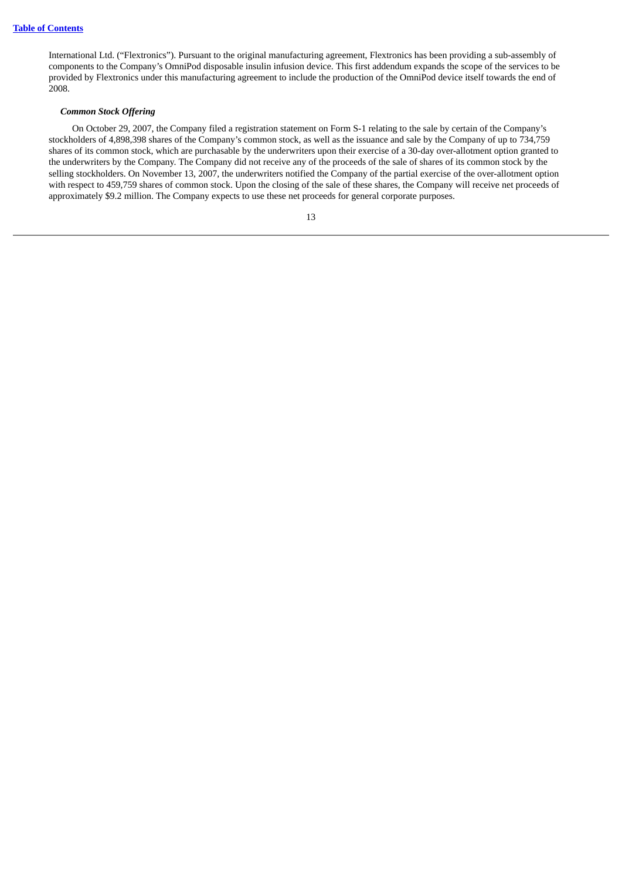International Ltd. ("Flextronics"). Pursuant to the original manufacturing agreement, Flextronics has been providing a sub-assembly of components to the Company's OmniPod disposable insulin infusion device. This first addendum expands the scope of the services to be provided by Flextronics under this manufacturing agreement to include the production of the OmniPod device itself towards the end of 2008.

***Common Stock Offering***

On October 29, 2007, the Company filed a registration statement on Form S-1 relating to the sale by certain of the Company's stockholders of 4,898,398 shares of the Company's common stock, as well as the issuance and sale by the Company of up to 734,759 shares of its common stock, which are purchasable by the underwriters upon their exercise of a 30-day over-allotment option granted to the underwriters by the Company. The Company did not receive any of the proceeds of the sale of shares of its common stock by the selling stockholders. On November 13, 2007, the underwriters notified the Company of the partial exercise of the over-allotment option with respect to 459,759 shares of common stock. Upon the closing of the sale of these shares, the Company will receive net proceeds of approximately $9.2 million. The Company expects to use these net proceeds for general corporate purposes.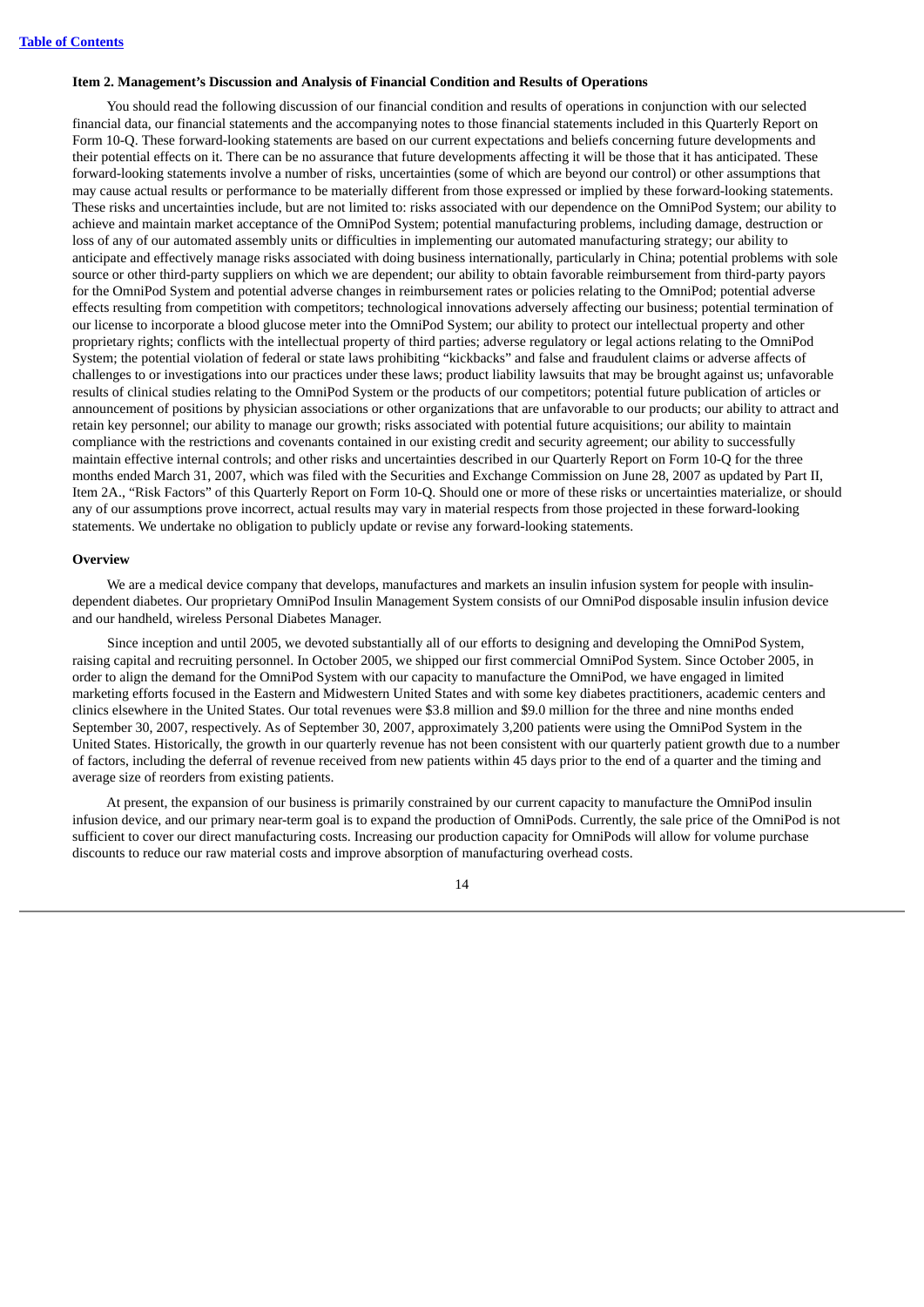[Table of Contents](#)

**Item 2. Management's Discussion and Analysis of Financial Condition and Results of Operations**

You should read the following discussion of our financial condition and results of operations in conjunction with our selected financial data, our financial statements and the accompanying notes to those financial statements included in this Quarterly Report on Form 10-Q. These forward-looking statements are based on our current expectations and beliefs concerning future developments and their potential effects on it. There can be no assurance that future developments affecting it will be those that it has anticipated. These forward-looking statements involve a number of risks, uncertainties (some of which are beyond our control) or other assumptions that may cause actual results or performance to be materially different from those expressed or implied by these forward-looking statements. These risks and uncertainties include, but are not limited to: risks associated with our dependence on the OmniPod System; our ability to achieve and maintain market acceptance of the OmniPod System; potential manufacturing problems, including damage, destruction or loss of any of our automated assembly units or difficulties in implementing our automated manufacturing strategy; our ability to anticipate and effectively manage risks associated with doing business internationally, particularly in China; potential problems with sole source or other third-party suppliers on which we are dependent; our ability to obtain favorable reimbursement from third-party payors for the OmniPod System and potential adverse changes in reimbursement rates or policies relating to the OmniPod; potential adverse effects resulting from competition with competitors; technological innovations adversely affecting our business; potential termination of our license to incorporate a blood glucose meter into the OmniPod System; our ability to protect our intellectual property and other proprietary rights; conflicts with the intellectual property of third parties; adverse regulatory or legal actions relating to the OmniPod System; the potential violation of federal or state laws prohibiting "kickbacks" and false and fraudulent claims or adverse affects of challenges to or investigations into our practices under these laws; product liability lawsuits that may be brought against us; unfavorable results of clinical studies relating to the OmniPod System or the products of our competitors; potential future publication of articles or announcement of positions by physician associations or other organizations that are unfavorable to our products; our ability to attract and retain key personnel; our ability to manage our growth; risks associated with potential future acquisitions; our ability to maintain compliance with the restrictions and covenants contained in our existing credit and security agreement; our ability to successfully maintain effective internal controls; and other risks and uncertainties described in our Quarterly Report on Form 10-Q for the three months ended March 31, 2007, which was filed with the Securities and Exchange Commission on June 28, 2007 as updated by Part II, Item 2A., "Risk Factors" of this Quarterly Report on Form 10-Q. Should one or more of these risks or uncertainties materialize, or should any of our assumptions prove incorrect, actual results may vary in material respects from those projected in these forward-looking statements. We undertake no obligation to publicly update or revise any forward-looking statements.

**Overview**

We are a medical device company that develops, manufactures and markets an insulin infusion system for people with insulin-dependent diabetes. Our proprietary OmniPod Insulin Management System consists of our OmniPod disposable insulin infusion device and our handheld, wireless Personal Diabetes Manager.

Since inception and until 2005, we devoted substantially all of our efforts to designing and developing the OmniPod System, raising capital and recruiting personnel. In October 2005, we shipped our first commercial OmniPod System. Since October 2005, in order to align the demand for the OmniPod System with our capacity to manufacture the OmniPod, we have engaged in limited marketing efforts focused in the Eastern and Midwestern United States and with some key diabetes practitioners, academic centers and clinics elsewhere in the United States. Our total revenues were $3.8 million and $9.0 million for the three and nine months ended September 30, 2007, respectively. As of September 30, 2007, approximately 3,200 patients were using the OmniPod System in the United States. Historically, the growth in our quarterly revenue has not been consistent with our quarterly patient growth due to a number of factors, including the deferral of revenue received from new patients within 45 days prior to the end of a quarter and the timing and average size of reorders from existing patients.

At present, the expansion of our business is primarily constrained by our current capacity to manufacture the OmniPod insulin infusion device, and our primary near-term goal is to expand the production of OmniPods. Currently, the sale price of the OmniPod is not sufficient to cover our direct manufacturing costs. Increasing our production capacity for OmniPods will allow for volume purchase discounts to reduce our raw material costs and improve absorption of manufacturing overhead costs.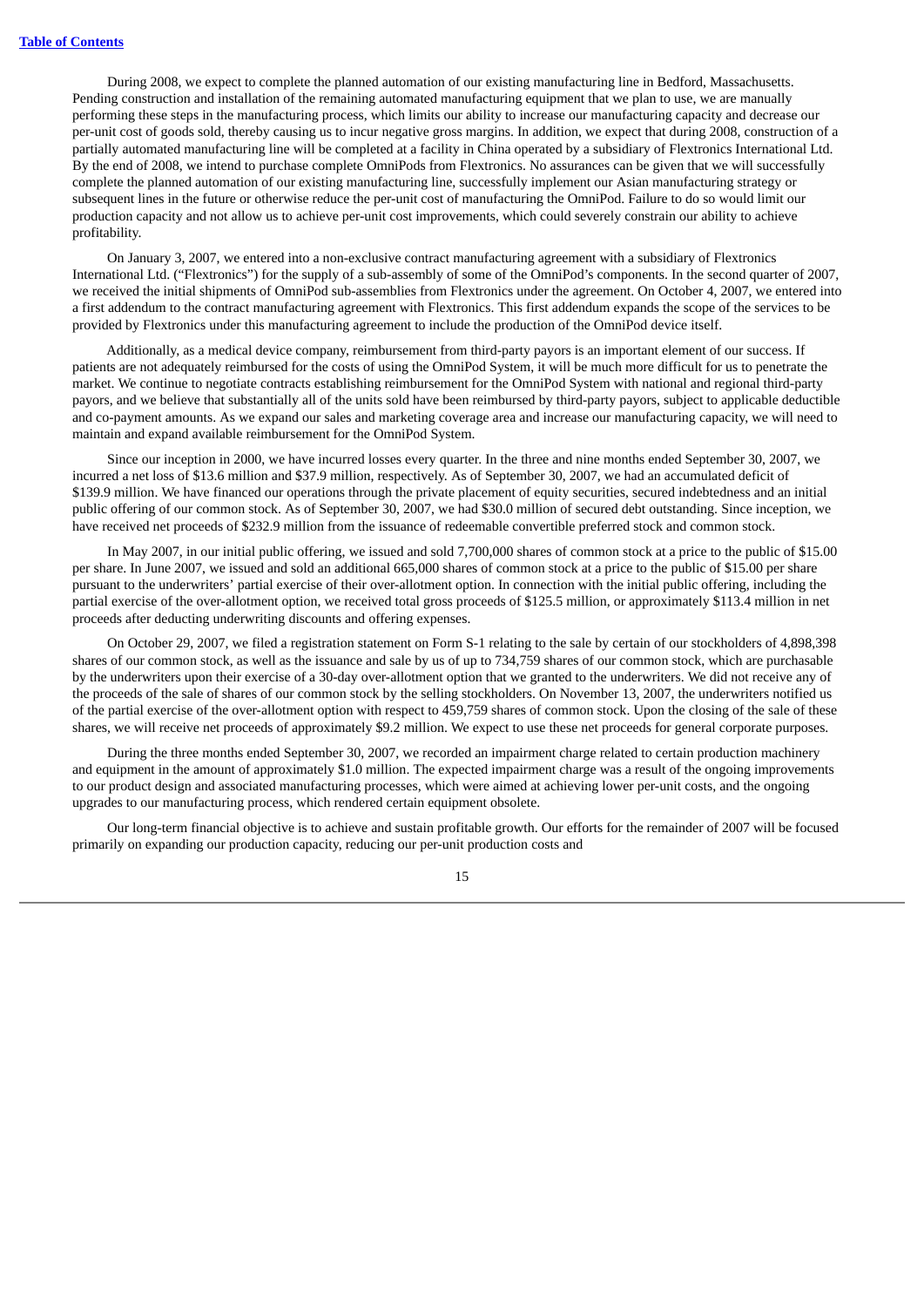During 2008, we expect to complete the planned automation of our existing manufacturing line in Bedford, Massachusetts. Pending construction and installation of the remaining automated manufacturing equipment that we plan to use, we are manually performing these steps in the manufacturing process, which limits our ability to increase our manufacturing capacity and decrease our per-unit cost of goods sold, thereby causing us to incur negative gross margins. In addition, we expect that during 2008, construction of a partially automated manufacturing line will be completed at a facility in China operated by a subsidiary of Flextronics International Ltd. By the end of 2008, we intend to purchase complete OmniPods from Flextronics. No assurances can be given that we will successfully complete the planned automation of our existing manufacturing line, successfully implement our Asian manufacturing strategy or subsequent lines in the future or otherwise reduce the per-unit cost of manufacturing the OmniPod. Failure to do so would limit our production capacity and not allow us to achieve per-unit cost improvements, which could severely constrain our ability to achieve profitability.

On January 3, 2007, we entered into a non-exclusive contract manufacturing agreement with a subsidiary of Flextronics International Ltd. ("Flextronics") for the supply of a sub-assembly of some of the OmniPod's components. In the second quarter of 2007, we received the initial shipments of OmniPod sub-assemblies from Flextronics under the agreement. On October 4, 2007, we entered into a first addendum to the contract manufacturing agreement with Flextronics. This first addendum expands the scope of the services to be provided by Flextronics under this manufacturing agreement to include the production of the OmniPod device itself.

Additionally, as a medical device company, reimbursement from third-party payors is an important element of our success. If patients are not adequately reimbursed for the costs of using the OmniPod System, it will be much more difficult for us to penetrate the market. We continue to negotiate contracts establishing reimbursement for the OmniPod System with national and regional third-party payors, and we believe that substantially all of the units sold have been reimbursed by third-party payors, subject to applicable deductible and co-payment amounts. As we expand our sales and marketing coverage area and increase our manufacturing capacity, we will need to maintain and expand available reimbursement for the OmniPod System.

Since our inception in 2000, we have incurred losses every quarter. In the three and nine months ended September 30, 2007, we incurred a net loss of $13.6 million and $37.9 million, respectively. As of September 30, 2007, we had an accumulated deficit of $139.9 million. We have financed our operations through the private placement of equity securities, secured indebtedness and an initial public offering of our common stock. As of September 30, 2007, we had $30.0 million of secured debt outstanding. Since inception, we have received net proceeds of $232.9 million from the issuance of redeemable convertible preferred stock and common stock.

In May 2007, in our initial public offering, we issued and sold 7,700,000 shares of common stock at a price to the public of $15.00 per share. In June 2007, we issued and sold an additional 665,000 shares of common stock at a price to the public of $15.00 per share pursuant to the underwriters' partial exercise of their over-allotment option. In connection with the initial public offering, including the partial exercise of the over-allotment option, we received total gross proceeds of $125.5 million, or approximately $113.4 million in net proceeds after deducting underwriting discounts and offering expenses.

On October 29, 2007, we filed a registration statement on Form S-1 relating to the sale by certain of our stockholders of 4,898,398 shares of our common stock, as well as the issuance and sale by us of up to 734,759 shares of our common stock, which are purchasable by the underwriters upon their exercise of a 30-day over-allotment option that we granted to the underwriters. We did not receive any of the proceeds of the sale of shares of our common stock by the selling stockholders. On November 13, 2007, the underwriters notified us of the partial exercise of the over-allotment option with respect to 459,759 shares of common stock. Upon the closing of the sale of these shares, we will receive net proceeds of approximately $9.2 million. We expect to use these net proceeds for general corporate purposes.

During the three months ended September 30, 2007, we recorded an impairment charge related to certain production machinery and equipment in the amount of approximately $1.0 million. The expected impairment charge was a result of the ongoing improvements to our product design and associated manufacturing processes, which were aimed at achieving lower per-unit costs, and the ongoing upgrades to our manufacturing process, which rendered certain equipment obsolete.

Our long-term financial objective is to achieve and sustain profitable growth. Our efforts for the remainder of 2007 will be focused primarily on expanding our production capacity, reducing our per-unit production costs and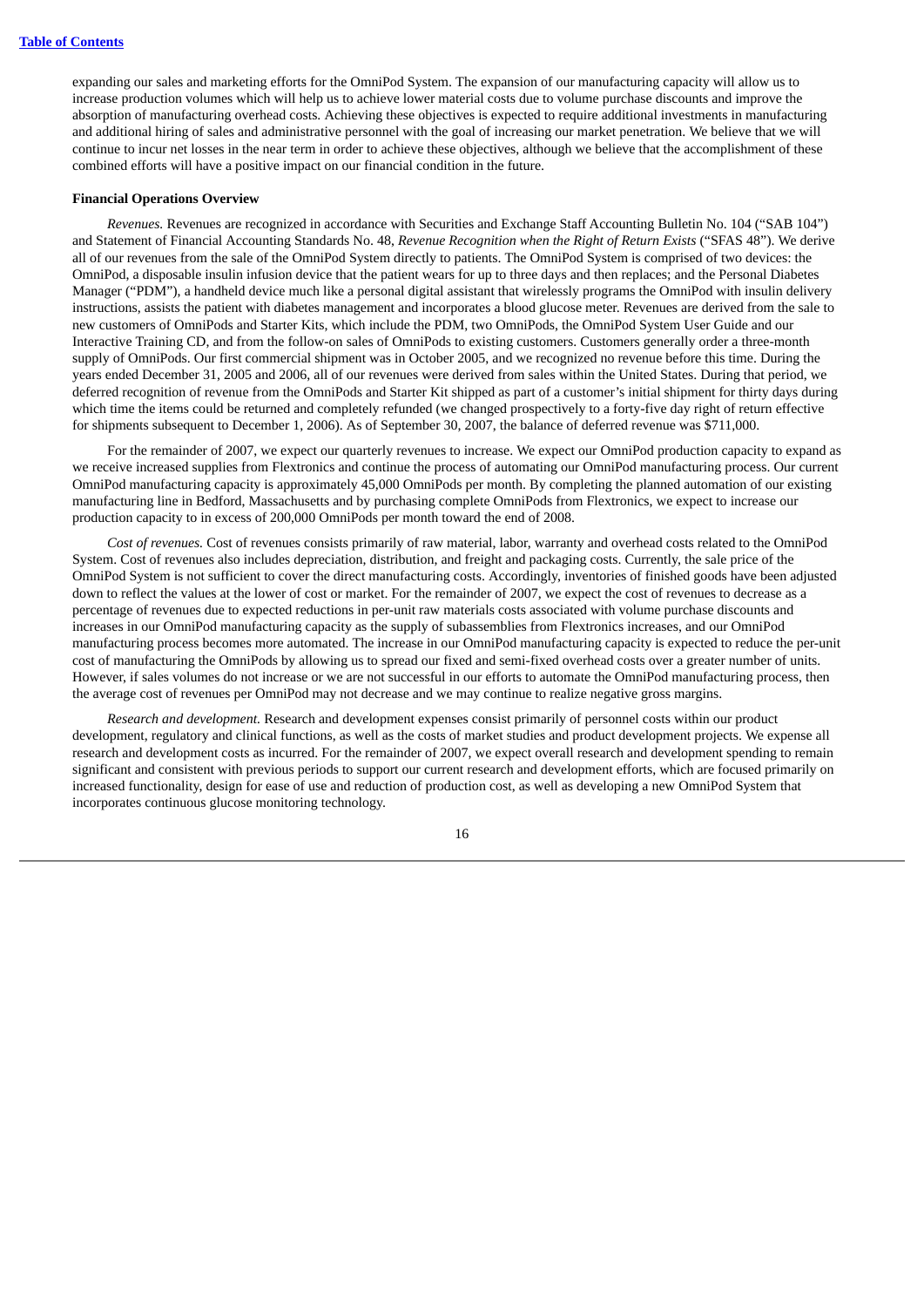expanding our sales and marketing efforts for the OmniPod System. The expansion of our manufacturing capacity will allow us to increase production volumes which will help us to achieve lower material costs due to volume purchase discounts and improve the absorption of manufacturing overhead costs. Achieving these objectives is expected to require additional investments in manufacturing and additional hiring of sales and administrative personnel with the goal of increasing our market penetration. We believe that we will continue to incur net losses in the near term in order to achieve these objectives, although we believe that the accomplishment of these combined efforts will have a positive impact on our financial condition in the future.

**Financial Operations Overview**

*Revenues.* Revenues are recognized in accordance with Securities and Exchange Staff Accounting Bulletin No. 104 ("SAB 104") and Statement of Financial Accounting Standards No. 48, *Revenue Recognition when the Right of Return Exists* ("SFAS 48"). We derive all of our revenues from the sale of the OmniPod System directly to patients. The OmniPod System is comprised of two devices: the OmniPod, a disposable insulin infusion device that the patient wears for up to three days and then replaces; and the Personal Diabetes Manager ("PDM"), a handheld device much like a personal digital assistant that wirelessly programs the OmniPod with insulin delivery instructions, assists the patient with diabetes management and incorporates a blood glucose meter. Revenues are derived from the sale to new customers of OmniPods and Starter Kits, which include the PDM, two OmniPods, the OmniPod System User Guide and our Interactive Training CD, and from the follow-on sales of OmniPods to existing customers. Customers generally order a three-month supply of OmniPods. Our first commercial shipment was in October 2005, and we recognized no revenue before this time. During the years ended December 31, 2005 and 2006, all of our revenues were derived from sales within the United States. During that period, we deferred recognition of revenue from the OmniPods and Starter Kit shipped as part of a customer's initial shipment for thirty days during which time the items could be returned and completely refunded (we changed prospectively to a forty-five day right of return effective for shipments subsequent to December 1, 2006). As of September 30, 2007, the balance of deferred revenue was $711,000.

For the remainder of 2007, we expect our quarterly revenues to increase. We expect our OmniPod production capacity to expand as we receive increased supplies from Flextronics and continue the process of automating our OmniPod manufacturing process. Our current OmniPod manufacturing capacity is approximately 45,000 OmniPods per month. By completing the planned automation of our existing manufacturing line in Bedford, Massachusetts and by purchasing complete OmniPods from Flextronics, we expect to increase our production capacity to in excess of 200,000 OmniPods per month toward the end of 2008.

*Cost of revenues.* Cost of revenues consists primarily of raw material, labor, warranty and overhead costs related to the OmniPod System. Cost of revenues also includes depreciation, distribution, and freight and packaging costs. Currently, the sale price of the OmniPod System is not sufficient to cover the direct manufacturing costs. Accordingly, inventories of finished goods have been adjusted down to reflect the values at the lower of cost or market. For the remainder of 2007, we expect the cost of revenues to decrease as a percentage of revenues due to expected reductions in per-unit raw materials costs associated with volume purchase discounts and increases in our OmniPod manufacturing capacity as the supply of subassemblies from Flextronics increases, and our OmniPod manufacturing process becomes more automated. The increase in our OmniPod manufacturing capacity is expected to reduce the per-unit cost of manufacturing the OmniPods by allowing us to spread our fixed and semi-fixed overhead costs over a greater number of units. However, if sales volumes do not increase or we are not successful in our efforts to automate the OmniPod manufacturing process, then the average cost of revenues per OmniPod may not decrease and we may continue to realize negative gross margins.

*Research and development.* Research and development expenses consist primarily of personnel costs within our product development, regulatory and clinical functions, as well as the costs of market studies and product development projects. We expense all research and development costs as incurred. For the remainder of 2007, we expect overall research and development spending to remain significant and consistent with previous periods to support our current research and development efforts, which are focused primarily on increased functionality, design for ease of use and reduction of production cost, as well as developing a new OmniPod System that incorporates continuous glucose monitoring technology.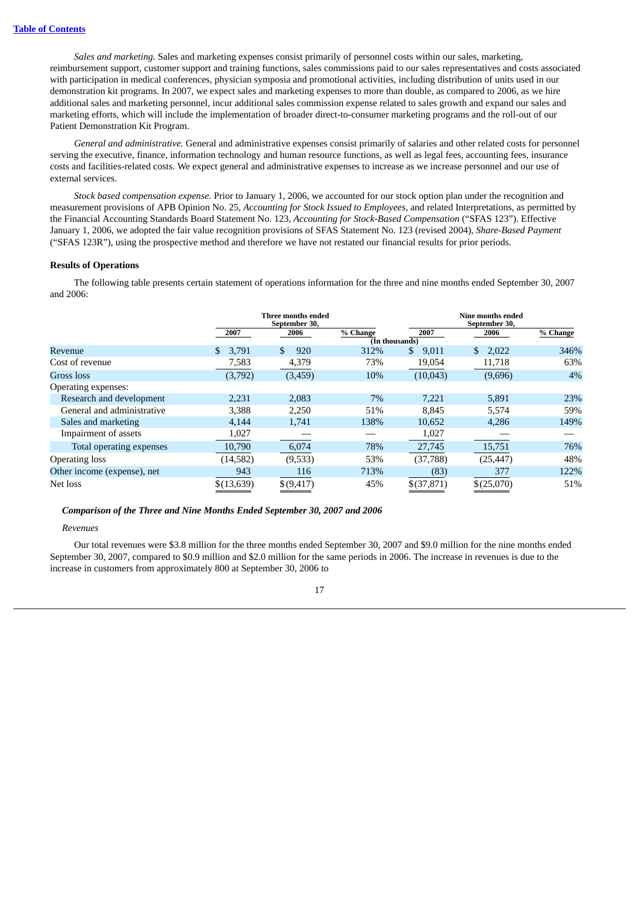*Sales and marketing.* Sales and marketing expenses consist primarily of personnel costs within our sales, marketing, reimbursement support, customer support and training functions, sales commissions paid to our sales representatives and costs associated with participation in medical conferences, physician symposia and promotional activities, including distribution of units used in our demonstration kit programs. In 2007, we expect sales and marketing expenses to more than double, as compared to 2006, as we hire additional sales and marketing personnel, incur additional sales commission expense related to sales growth and expand our sales and marketing efforts, which will include the implementation of broader direct-to-consumer marketing programs and the roll-out of our Patient Demonstration Kit Program.

*General and administrative.* General and administrative expenses consist primarily of salaries and other related costs for personnel serving the executive, finance, information technology and human resource functions, as well as legal fees, accounting fees, insurance costs and facilities-related costs. We expect general and administrative expenses to increase as we increase personnel and our use of external services.

*Stock based compensation expense.* Prior to January 1, 2006, we accounted for our stock option plan under the recognition and measurement provisions of APB Opinion No. 25, *Accounting for Stock Issued to Employees,* and related Interpretations, as permitted by the Financial Accounting Standards Board Statement No. 123, *Accounting for Stock-Based Compensation* ("SFAS 123"). Effective January 1, 2006, we adopted the fair value recognition provisions of SFAS Statement No. 123 (revised 2004), *Share-Based Payment* ("SFAS 123R"), using the prospective method and therefore we have not restated our financial results for prior periods.

**Results of Operations**

The following table presents certain statement of operations information for the three and nine months ended September 30, 2007 and 2006:

| | Three months ended September 30, | | | Nine months ended September 30, | | |
|---|---|---|---|---|---|---|
| | 2007 | 2006 | % Change | 2007 | 2006 | % Change |
| | (In thousands) | | | | | |
| Revenue | $ 3,791 | $ 920 | 312% | $ 9,011 | $ 2,022 | 346% |
| Cost of revenue | 7,583 | 4,379 | 73% | 19,054 | 11,718 | 63% |
| Gross loss | (3,792) | (3,459) | 10% | (10,043) | (9,696) | 4% |
| Operating expenses: | | | | | | |
| Research and development | 2,231 | 2,083 | 7% | 7,221 | 5,891 | 23% |
| General and administrative | 3,388 | 2,250 | 51% | 8,845 | 5,574 | 59% |
| Sales and marketing | 4,144 | 1,741 | 138% | 10,652 | 4,286 | 149% |
| Impairment of assets | 1,027 | — | — | 1,027 | — | — |
| Total operating expenses | 10,790 | 6,074 | 78% | 27,745 | 15,751 | 76% |
| Operating loss | (14,582) | (9,533) | 53% | (37,788) | (25,447) | 48% |
| Other income (expense), net | 943 | 116 | 713% | (83) | 377 | 122% |
| Net loss | $(13,639) | $(9,417) | 45% | $(37,871) | $(25,070) | 51% |

***Comparison of the Three and Nine Months Ended September 30, 2007 and 2006***

*Revenues*

Our total revenues were $3.8 million for the three months ended September 30, 2007 and $9.0 million for the nine months ended September 30, 2007, compared to $0.9 million and $2.0 million for the same periods in 2006. The increase in revenues is due to the increase in customers from approximately 800 at September 30, 2006 to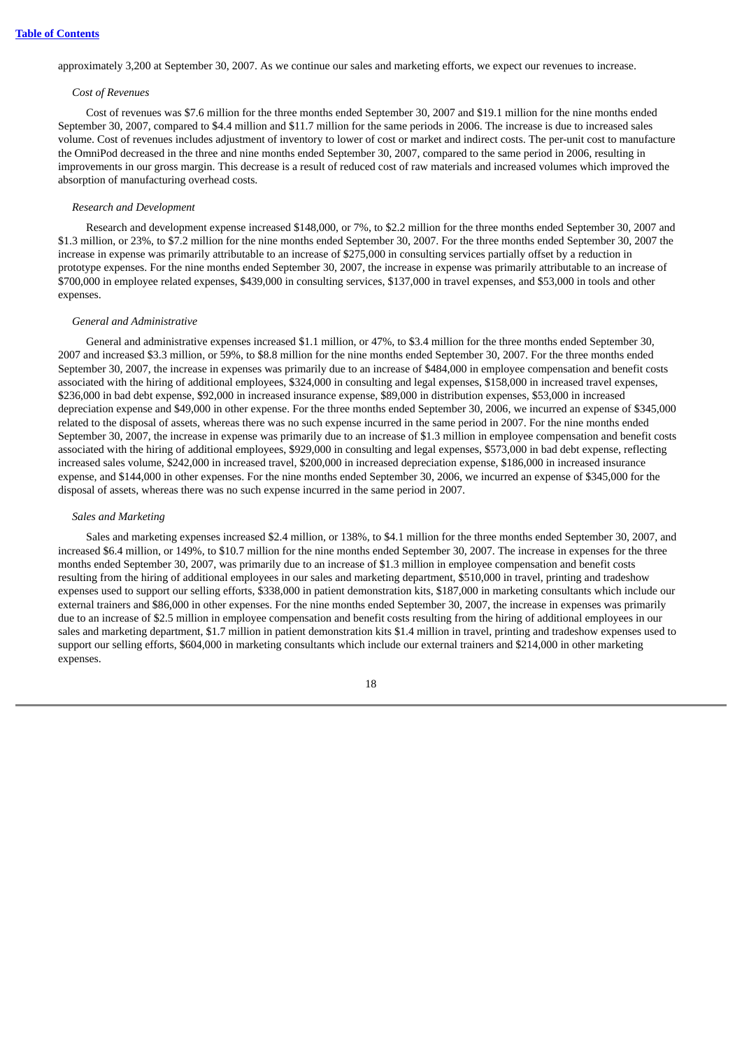approximately 3,200 at September 30, 2007. As we continue our sales and marketing efforts, we expect our revenues to increase.

*Cost of Revenues*

Cost of revenues was $7.6 million for the three months ended September 30, 2007 and $19.1 million for the nine months ended September 30, 2007, compared to $4.4 million and $11.7 million for the same periods in 2006. The increase is due to increased sales volume. Cost of revenues includes adjustment of inventory to lower of cost or market and indirect costs. The per-unit cost to manufacture the OmniPod decreased in the three and nine months ended September 30, 2007, compared to the same period in 2006, resulting in improvements in our gross margin. This decrease is a result of reduced cost of raw materials and increased volumes which improved the absorption of manufacturing overhead costs.

*Research and Development*

Research and development expense increased $148,000, or 7%, to $2.2 million for the three months ended September 30, 2007 and $1.3 million, or 23%, to $7.2 million for the nine months ended September 30, 2007. For the three months ended September 30, 2007 the increase in expense was primarily attributable to an increase of $275,000 in consulting services partially offset by a reduction in prototype expenses. For the nine months ended September 30, 2007, the increase in expense was primarily attributable to an increase of $700,000 in employee related expenses, $439,000 in consulting services, $137,000 in travel expenses, and $53,000 in tools and other expenses.

*General and Administrative*

General and administrative expenses increased $1.1 million, or 47%, to $3.4 million for the three months ended September 30, 2007 and increased $3.3 million, or 59%, to $8.8 million for the nine months ended September 30, 2007. For the three months ended September 30, 2007, the increase in expenses was primarily due to an increase of $484,000 in employee compensation and benefit costs associated with the hiring of additional employees, $324,000 in consulting and legal expenses, $158,000 in increased travel expenses, $236,000 in bad debt expense, $92,000 in increased insurance expense, $89,000 in distribution expenses, $53,000 in increased depreciation expense and $49,000 in other expense. For the three months ended September 30, 2006, we incurred an expense of $345,000 related to the disposal of assets, whereas there was no such expense incurred in the same period in 2007. For the nine months ended September 30, 2007, the increase in expense was primarily due to an increase of $1.3 million in employee compensation and benefit costs associated with the hiring of additional employees, $929,000 in consulting and legal expenses, $573,000 in bad debt expense, reflecting increased sales volume, $242,000 in increased travel, $200,000 in increased depreciation expense, $186,000 in increased insurance expense, and $144,000 in other expenses. For the nine months ended September 30, 2006, we incurred an expense of $345,000 for the disposal of assets, whereas there was no such expense incurred in the same period in 2007.

*Sales and Marketing*

Sales and marketing expenses increased $2.4 million, or 138%, to $4.1 million for the three months ended September 30, 2007, and increased $6.4 million, or 149%, to $10.7 million for the nine months ended September 30, 2007. The increase in expenses for the three months ended September 30, 2007, was primarily due to an increase of $1.3 million in employee compensation and benefit costs resulting from the hiring of additional employees in our sales and marketing department, $510,000 in travel, printing and tradeshow expenses used to support our selling efforts, $338,000 in patient demonstration kits, $187,000 in marketing consultants which include our external trainers and $86,000 in other expenses. For the nine months ended September 30, 2007, the increase in expenses was primarily due to an increase of $2.5 million in employee compensation and benefit costs resulting from the hiring of additional employees in our sales and marketing department, $1.7 million in patient demonstration kits $1.4 million in travel, printing and tradeshow expenses used to support our selling efforts, $604,000 in marketing consultants which include our external trainers and $214,000 in other marketing expenses.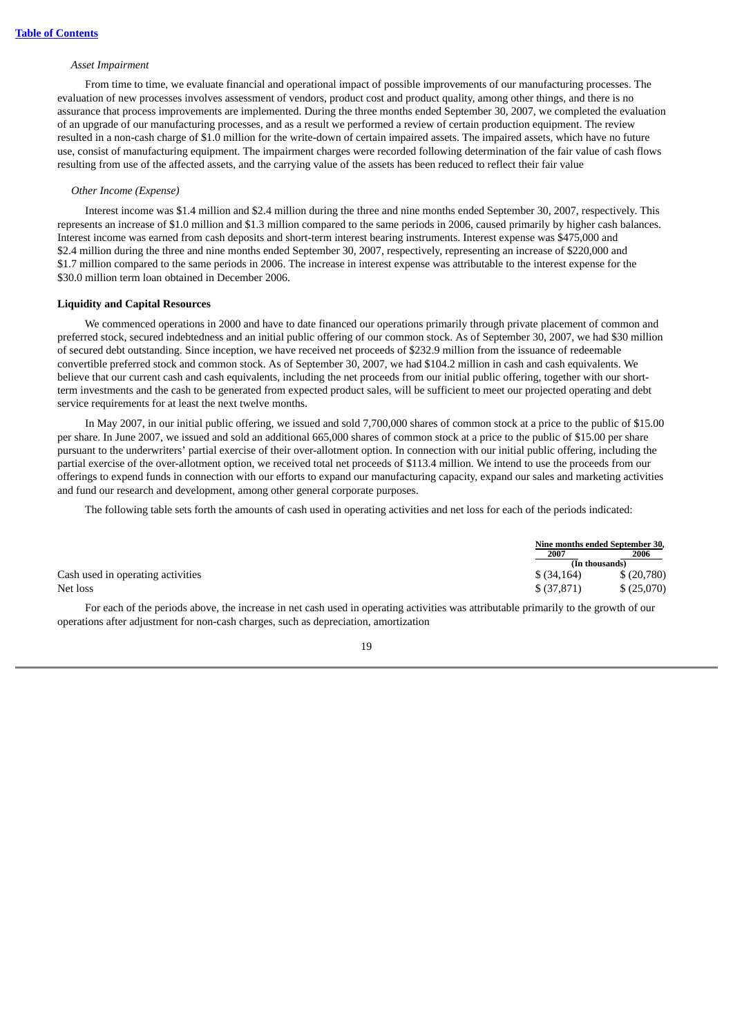*Asset Impairment*

From time to time, we evaluate financial and operational impact of possible improvements of our manufacturing processes. The evaluation of new processes involves assessment of vendors, product cost and product quality, among other things, and there is no assurance that process improvements are implemented. During the three months ended September 30, 2007, we completed the evaluation of an upgrade of our manufacturing processes, and as a result we performed a review of certain production equipment. The review resulted in a non-cash charge of $1.0 million for the write-down of certain impaired assets. The impaired assets, which have no future use, consist of manufacturing equipment. The impairment charges were recorded following determination of the fair value of cash flows resulting from use of the affected assets, and the carrying value of the assets has been reduced to reflect their fair value

*Other Income (Expense)*

Interest income was $1.4 million and $2.4 million during the three and nine months ended September 30, 2007, respectively. This represents an increase of $1.0 million and $1.3 million compared to the same periods in 2006, caused primarily by higher cash balances. Interest income was earned from cash deposits and short-term interest bearing instruments. Interest expense was $475,000 and $2.4 million during the three and nine months ended September 30, 2007, respectively, representing an increase of $220,000 and $1.7 million compared to the same periods in 2006. The increase in interest expense was attributable to the interest expense for the $30.0 million term loan obtained in December 2006.

**Liquidity and Capital Resources**

We commenced operations in 2000 and have to date financed our operations primarily through private placement of common and preferred stock, secured indebtedness and an initial public offering of our common stock. As of September 30, 2007, we had $30 million of secured debt outstanding. Since inception, we have received net proceeds of $232.9 million from the issuance of redeemable convertible preferred stock and common stock. As of September 30, 2007, we had $104.2 million in cash and cash equivalents. We believe that our current cash and cash equivalents, including the net proceeds from our initial public offering, together with our short-term investments and the cash to be generated from expected product sales, will be sufficient to meet our projected operating and debt service requirements for at least the next twelve months.

In May 2007, in our initial public offering, we issued and sold 7,700,000 shares of common stock at a price to the public of $15.00 per share. In June 2007, we issued and sold an additional 665,000 shares of common stock at a price to the public of $15.00 per share pursuant to the underwriters' partial exercise of their over-allotment option. In connection with our initial public offering, including the partial exercise of the over-allotment option, we received total net proceeds of $113.4 million. We intend to use the proceeds from our offerings to expend funds in connection with our efforts to expand our manufacturing capacity, expand our sales and marketing activities and fund our research and development, among other general corporate purposes.

The following table sets forth the amounts of cash used in operating activities and net loss for each of the periods indicated:

| | Nine months ended September 30, | |
|---|---|---|
| | 2007 | 2006 |
| | (In thousands) | |
| Cash used in operating activities | $ (34,164) | $ (20,780) |
| Net loss | $ (37,871) | $ (25,070) |

For each of the periods above, the increase in net cash used in operating activities was attributable primarily to the growth of our operations after adjustment for non-cash charges, such as depreciation, amortization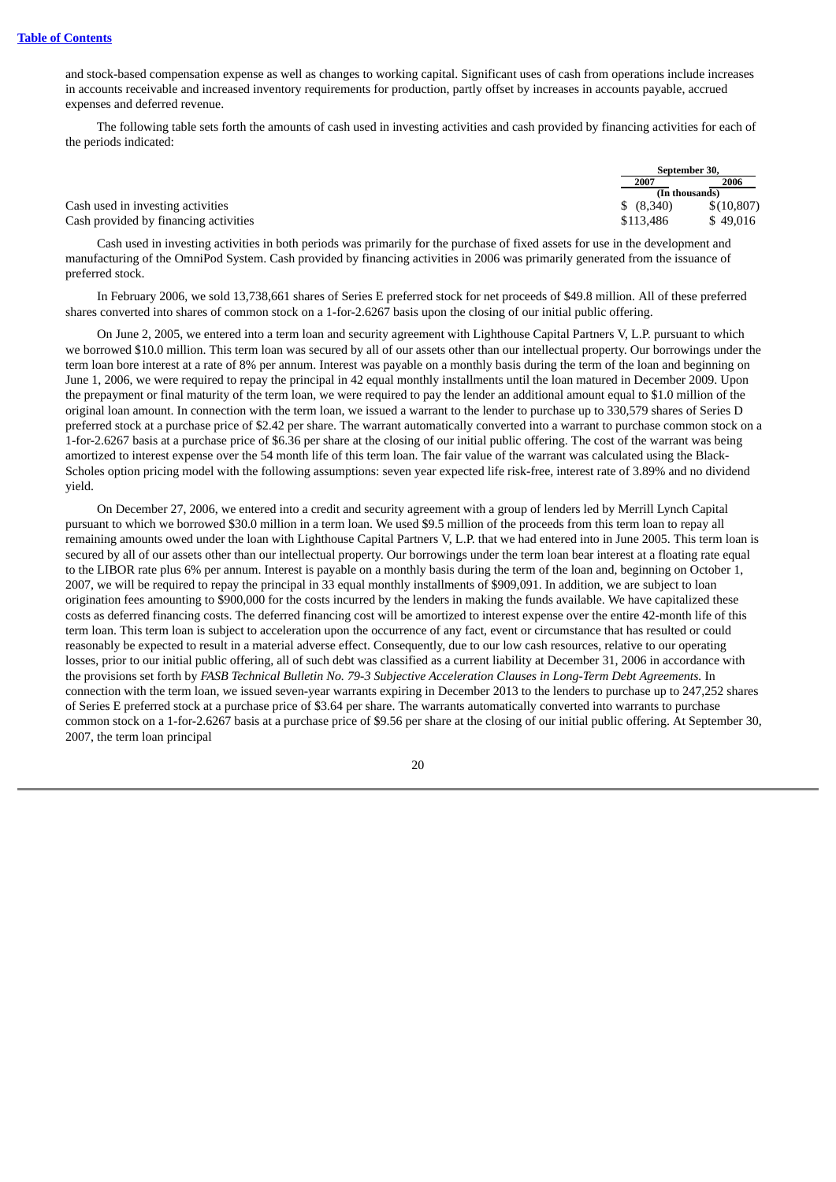and stock-based compensation expense as well as changes to working capital. Significant uses of cash from operations include increases in accounts receivable and increased inventory requirements for production, partly offset by increases in accounts payable, accrued expenses and deferred revenue.

The following table sets forth the amounts of cash used in investing activities and cash provided by financing activities for each of the periods indicated:

| | September 30, | |
|---|---|---|
| | 2007 | 2006 |
| | (In thousands) | |
| Cash used in investing activities | $ (8,340) | $(10,807) |
| Cash provided by financing activities | $113,486 | $ 49,016 |

Cash used in investing activities in both periods was primarily for the purchase of fixed assets for use in the development and manufacturing of the OmniPod System. Cash provided by financing activities in 2006 was primarily generated from the issuance of preferred stock.

In February 2006, we sold 13,738,661 shares of Series E preferred stock for net proceeds of $49.8 million. All of these preferred shares converted into shares of common stock on a 1-for-2.6267 basis upon the closing of our initial public offering.

On June 2, 2005, we entered into a term loan and security agreement with Lighthouse Capital Partners V, L.P. pursuant to which we borrowed $10.0 million. This term loan was secured by all of our assets other than our intellectual property. Our borrowings under the term loan bore interest at a rate of 8% per annum. Interest was payable on a monthly basis during the term of the loan and beginning on June 1, 2006, we were required to repay the principal in 42 equal monthly installments until the loan matured in December 2009. Upon the prepayment or final maturity of the term loan, we were required to pay the lender an additional amount equal to $1.0 million of the original loan amount. In connection with the term loan, we issued a warrant to the lender to purchase up to 330,579 shares of Series D preferred stock at a purchase price of $2.42 per share. The warrant automatically converted into a warrant to purchase common stock on a 1-for-2.6267 basis at a purchase price of $6.36 per share at the closing of our initial public offering. The cost of the warrant was being amortized to interest expense over the 54 month life of this term loan. The fair value of the warrant was calculated using the Black-Scholes option pricing model with the following assumptions: seven year expected life risk-free, interest rate of 3.89% and no dividend yield.

On December 27, 2006, we entered into a credit and security agreement with a group of lenders led by Merrill Lynch Capital pursuant to which we borrowed $30.0 million in a term loan. We used $9.5 million of the proceeds from this term loan to repay all remaining amounts owed under the loan with Lighthouse Capital Partners V, L.P. that we had entered into in June 2005. This term loan is secured by all of our assets other than our intellectual property. Our borrowings under the term loan bear interest at a floating rate equal to the LIBOR rate plus 6% per annum. Interest is payable on a monthly basis during the term of the loan and, beginning on October 1, 2007, we will be required to repay the principal in 33 equal monthly installments of $909,091. In addition, we are subject to loan origination fees amounting to $900,000 for the costs incurred by the lenders in making the funds available. We have capitalized these costs as deferred financing costs. The deferred financing cost will be amortized to interest expense over the entire 42-month life of this term loan. This term loan is subject to acceleration upon the occurrence of any fact, event or circumstance that has resulted or could reasonably be expected to result in a material adverse effect. Consequently, due to our low cash resources, relative to our operating losses, prior to our initial public offering, all of such debt was classified as a current liability at December 31, 2006 in accordance with the provisions set forth by *FASB Technical Bulletin No. 79-3 Subjective Acceleration Clauses in Long-Term Debt Agreements.* In connection with the term loan, we issued seven-year warrants expiring in December 2013 to the lenders to purchase up to 247,252 shares of Series E preferred stock at a purchase price of $3.64 per share. The warrants automatically converted into warrants to purchase common stock on a 1-for-2.6267 basis at a purchase price of $9.56 per share at the closing of our initial public offering. At September 30, 2007, the term loan principal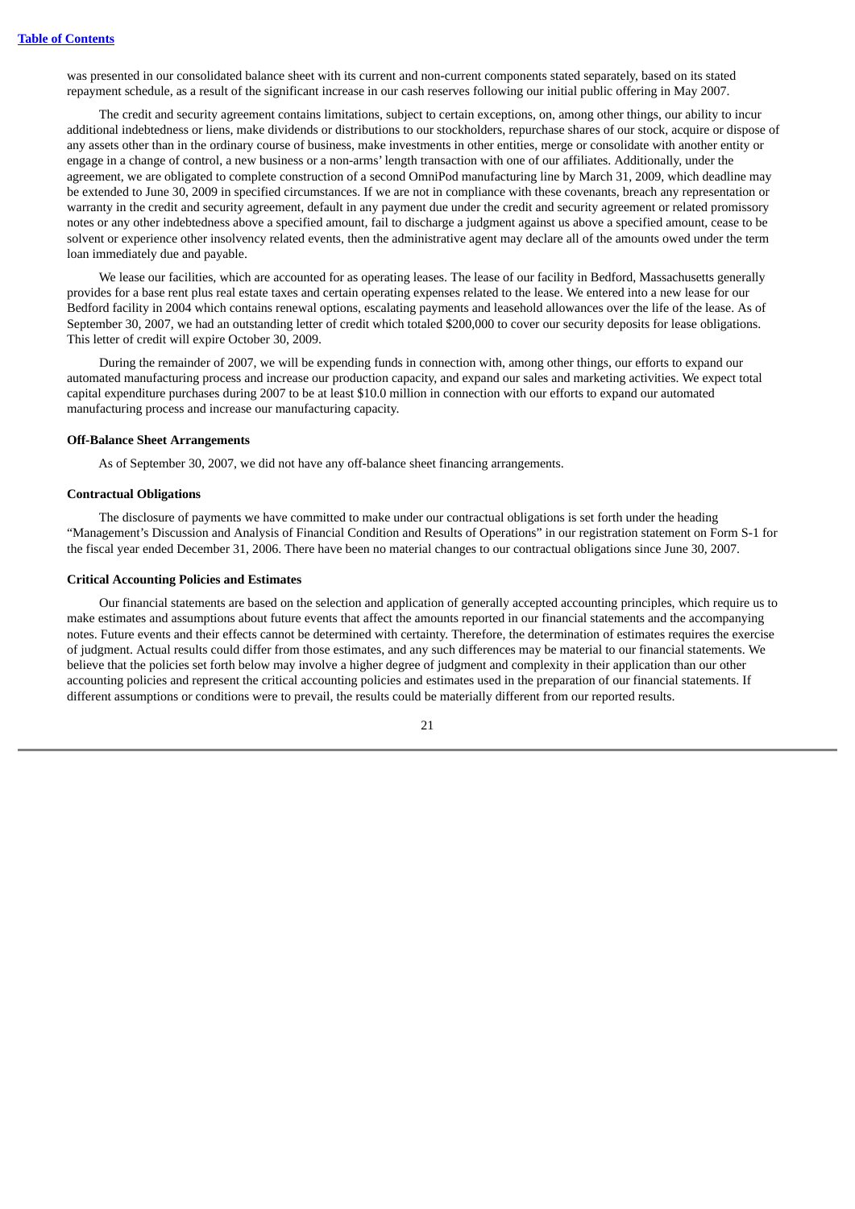was presented in our consolidated balance sheet with its current and non-current components stated separately, based on its stated repayment schedule, as a result of the significant increase in our cash reserves following our initial public offering in May 2007.

The credit and security agreement contains limitations, subject to certain exceptions, on, among other things, our ability to incur additional indebtedness or liens, make dividends or distributions to our stockholders, repurchase shares of our stock, acquire or dispose of any assets other than in the ordinary course of business, make investments in other entities, merge or consolidate with another entity or engage in a change of control, a new business or a non-arms' length transaction with one of our affiliates. Additionally, under the agreement, we are obligated to complete construction of a second OmniPod manufacturing line by March 31, 2009, which deadline may be extended to June 30, 2009 in specified circumstances. If we are not in compliance with these covenants, breach any representation or warranty in the credit and security agreement, default in any payment due under the credit and security agreement or related promissory notes or any other indebtedness above a specified amount, fail to discharge a judgment against us above a specified amount, cease to be solvent or experience other insolvency related events, then the administrative agent may declare all of the amounts owed under the term loan immediately due and payable.

We lease our facilities, which are accounted for as operating leases. The lease of our facility in Bedford, Massachusetts generally provides for a base rent plus real estate taxes and certain operating expenses related to the lease. We entered into a new lease for our Bedford facility in 2004 which contains renewal options, escalating payments and leasehold allowances over the life of the lease. As of September 30, 2007, we had an outstanding letter of credit which totaled $200,000 to cover our security deposits for lease obligations. This letter of credit will expire October 30, 2009.

During the remainder of 2007, we will be expending funds in connection with, among other things, our efforts to expand our automated manufacturing process and increase our production capacity, and expand our sales and marketing activities. We expect total capital expenditure purchases during 2007 to be at least $10.0 million in connection with our efforts to expand our automated manufacturing process and increase our manufacturing capacity.

**Off-Balance Sheet Arrangements**

As of September 30, 2007, we did not have any off-balance sheet financing arrangements.

**Contractual Obligations**

The disclosure of payments we have committed to make under our contractual obligations is set forth under the heading "Management's Discussion and Analysis of Financial Condition and Results of Operations" in our registration statement on Form S-1 for the fiscal year ended December 31, 2006. There have been no material changes to our contractual obligations since June 30, 2007.

**Critical Accounting Policies and Estimates**

Our financial statements are based on the selection and application of generally accepted accounting principles, which require us to make estimates and assumptions about future events that affect the amounts reported in our financial statements and the accompanying notes. Future events and their effects cannot be determined with certainty. Therefore, the determination of estimates requires the exercise of judgment. Actual results could differ from those estimates, and any such differences may be material to our financial statements. We believe that the policies set forth below may involve a higher degree of judgment and complexity in their application than our other accounting policies and represent the critical accounting policies and estimates used in the preparation of our financial statements. If different assumptions or conditions were to prevail, the results could be materially different from our reported results.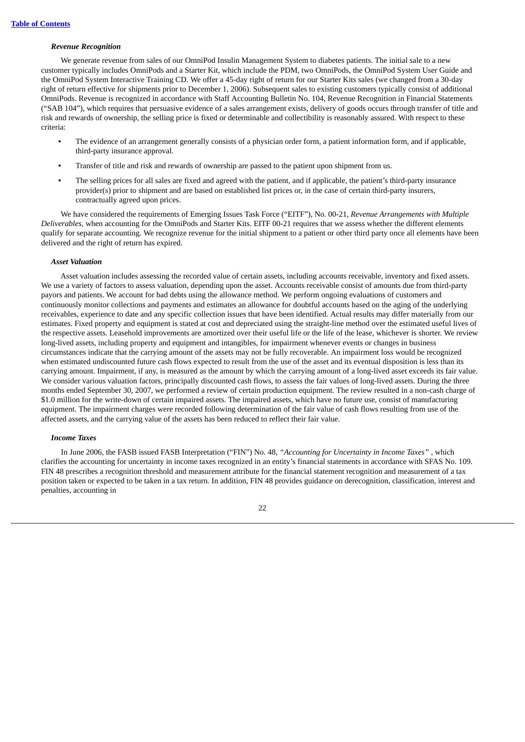### *Revenue Recognition*

We generate revenue from sales of our OmniPod Insulin Management System to diabetes patients. The initial sale to a new customer typically includes OmniPods and a Starter Kit, which include the PDM, two OmniPods, the OmniPod System User Guide and the OmniPod System Interactive Training CD. We offer a 45-day right of return for our Starter Kits sales (we changed from a 30-day right of return effective for shipments prior to December 1, 2006). Subsequent sales to existing customers typically consist of additional OmniPods. Revenue is recognized in accordance with Staff Accounting Bulletin No. 104, Revenue Recognition in Financial Statements ("SAB 104"), which requires that persuasive evidence of a sales arrangement exists, delivery of goods occurs through transfer of title and risk and rewards of ownership, the selling price is fixed or determinable and collectibility is reasonably assured. With respect to these criteria:

- The evidence of an arrangement generally consists of a physician order form, a patient information form, and if applicable, third-party insurance approval.
- Transfer of title and risk and rewards of ownership are passed to the patient upon shipment from us.
- The selling prices for all sales are fixed and agreed with the patient, and if applicable, the patient's third-party insurance provider(s) prior to shipment and are based on established list prices or, in the case of certain third-party insurers, contractually agreed upon prices.

We have considered the requirements of Emerging Issues Task Force ("EITF"), No. 00-21, *Revenue Arrangements with Multiple Deliverables*, when accounting for the OmniPods and Starter Kits. EITF 00-21 requires that we assess whether the different elements qualify for separate accounting. We recognize revenue for the initial shipment to a patient or other third party once all elements have been delivered and the right of return has expired.

### *Asset Valuation*

Asset valuation includes assessing the recorded value of certain assets, including accounts receivable, inventory and fixed assets. We use a variety of factors to assess valuation, depending upon the asset. Accounts receivable consist of amounts due from third-party payors and patients. We account for bad debts using the allowance method. We perform ongoing evaluations of customers and continuously monitor collections and payments and estimates an allowance for doubtful accounts based on the aging of the underlying receivables, experience to date and any specific collection issues that have been identified. Actual results may differ materially from our estimates. Fixed property and equipment is stated at cost and depreciated using the straight-line method over the estimated useful lives of the respective assets. Leasehold improvements are amortized over their useful life or the life of the lease, whichever is shorter. We review long-lived assets, including property and equipment and intangibles, for impairment whenever events or changes in business circumstances indicate that the carrying amount of the assets may not be fully recoverable. An impairment loss would be recognized when estimated undiscounted future cash flows expected to result from the use of the asset and its eventual disposition is less than its carrying amount. Impairment, if any, is measured as the amount by which the carrying amount of a long-lived asset exceeds its fair value. We consider various valuation factors, principally discounted cash flows, to assess the fair values of long-lived assets. During the three months ended September 30, 2007, we performed a review of certain production equipment. The review resulted in a non-cash charge of $1.0 million for the write-down of certain impaired assets. The impaired assets, which have no future use, consist of manufacturing equipment. The impairment charges were recorded following determination of the fair value of cash flows resulting from use of the affected assets, and the carrying value of the assets has been reduced to reflect their fair value.

### *Income Taxes*

In June 2006, the FASB issued FASB Interpretation ("FIN") No. 48, *"Accounting for Uncertainty in Income Taxes"* , which clarifies the accounting for uncertainty in income taxes recognized in an entity's financial statements in accordance with SFAS No. 109. FIN 48 prescribes a recognition threshold and measurement attribute for the financial statement recognition and measurement of a tax position taken or expected to be taken in a tax return. In addition, FIN 48 provides guidance on derecognition, classification, interest and penalties, accounting in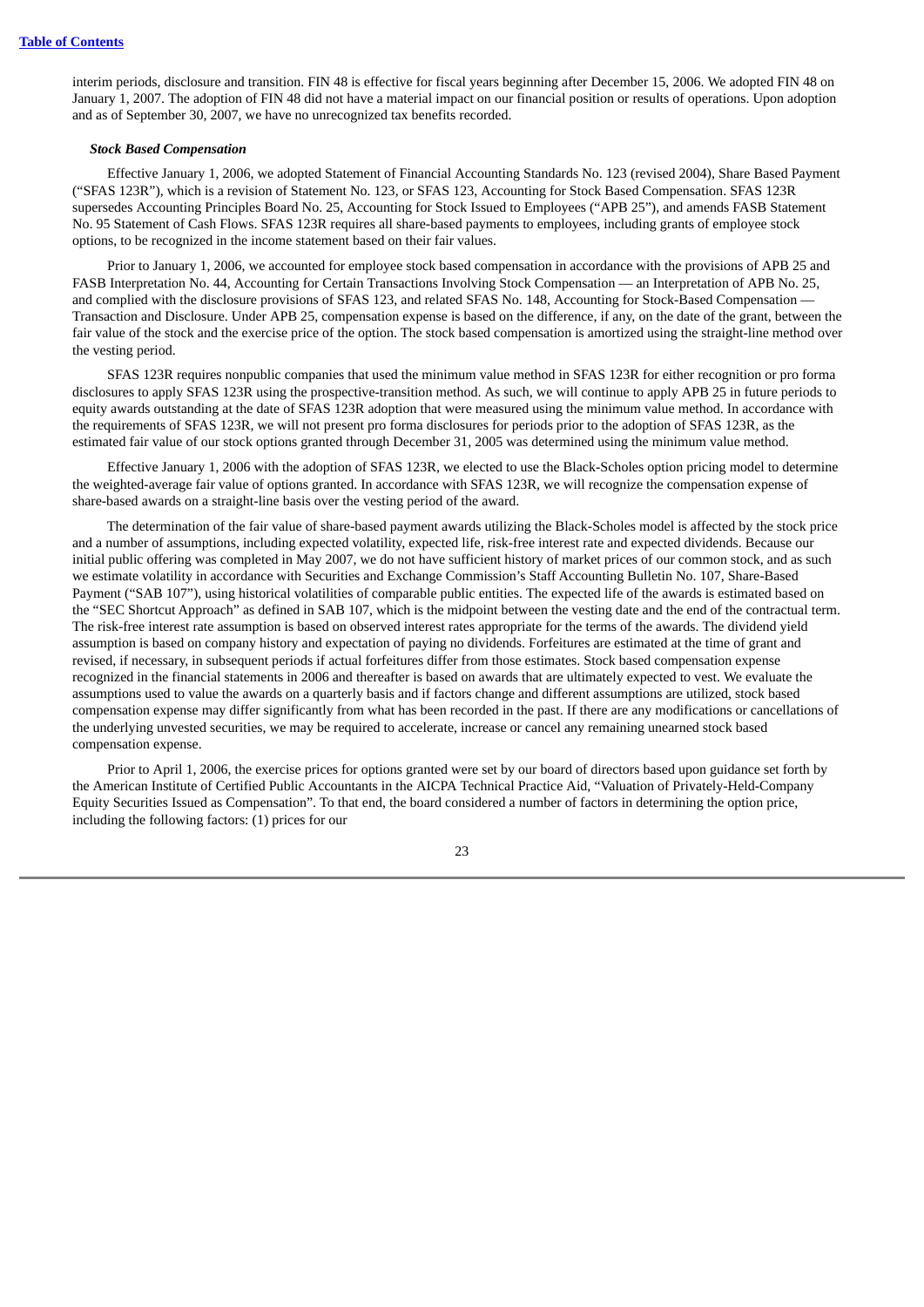interim periods, disclosure and transition. FIN 48 is effective for fiscal years beginning after December 15, 2006. We adopted FIN 48 on January 1, 2007. The adoption of FIN 48 did not have a material impact on our financial position or results of operations. Upon adoption and as of September 30, 2007, we have no unrecognized tax benefits recorded.

***Stock Based Compensation***

Effective January 1, 2006, we adopted Statement of Financial Accounting Standards No. 123 (revised 2004), Share Based Payment ("SFAS 123R"), which is a revision of Statement No. 123, or SFAS 123, Accounting for Stock Based Compensation. SFAS 123R supersedes Accounting Principles Board No. 25, Accounting for Stock Issued to Employees ("APB 25"), and amends FASB Statement No. 95 Statement of Cash Flows. SFAS 123R requires all share-based payments to employees, including grants of employee stock options, to be recognized in the income statement based on their fair values.

Prior to January 1, 2006, we accounted for employee stock based compensation in accordance with the provisions of APB 25 and FASB Interpretation No. 44, Accounting for Certain Transactions Involving Stock Compensation — an Interpretation of APB No. 25, and complied with the disclosure provisions of SFAS 123, and related SFAS No. 148, Accounting for Stock-Based Compensation — Transaction and Disclosure. Under APB 25, compensation expense is based on the difference, if any, on the date of the grant, between the fair value of the stock and the exercise price of the option. The stock based compensation is amortized using the straight-line method over the vesting period.

SFAS 123R requires nonpublic companies that used the minimum value method in SFAS 123R for either recognition or pro forma disclosures to apply SFAS 123R using the prospective-transition method. As such, we will continue to apply APB 25 in future periods to equity awards outstanding at the date of SFAS 123R adoption that were measured using the minimum value method. In accordance with the requirements of SFAS 123R, we will not present pro forma disclosures for periods prior to the adoption of SFAS 123R, as the estimated fair value of our stock options granted through December 31, 2005 was determined using the minimum value method.

Effective January 1, 2006 with the adoption of SFAS 123R, we elected to use the Black-Scholes option pricing model to determine the weighted-average fair value of options granted. In accordance with SFAS 123R, we will recognize the compensation expense of share-based awards on a straight-line basis over the vesting period of the award.

The determination of the fair value of share-based payment awards utilizing the Black-Scholes model is affected by the stock price and a number of assumptions, including expected volatility, expected life, risk-free interest rate and expected dividends. Because our initial public offering was completed in May 2007, we do not have sufficient history of market prices of our common stock, and as such we estimate volatility in accordance with Securities and Exchange Commission's Staff Accounting Bulletin No. 107, Share-Based Payment ("SAB 107"), using historical volatilities of comparable public entities. The expected life of the awards is estimated based on the "SEC Shortcut Approach" as defined in SAB 107, which is the midpoint between the vesting date and the end of the contractual term. The risk-free interest rate assumption is based on observed interest rates appropriate for the terms of the awards. The dividend yield assumption is based on company history and expectation of paying no dividends. Forfeitures are estimated at the time of grant and revised, if necessary, in subsequent periods if actual forfeitures differ from those estimates. Stock based compensation expense recognized in the financial statements in 2006 and thereafter is based on awards that are ultimately expected to vest. We evaluate the assumptions used to value the awards on a quarterly basis and if factors change and different assumptions are utilized, stock based compensation expense may differ significantly from what has been recorded in the past. If there are any modifications or cancellations of the underlying unvested securities, we may be required to accelerate, increase or cancel any remaining unearned stock based compensation expense.

Prior to April 1, 2006, the exercise prices for options granted were set by our board of directors based upon guidance set forth by the American Institute of Certified Public Accountants in the AICPA Technical Practice Aid, "Valuation of Privately-Held-Company Equity Securities Issued as Compensation". To that end, the board considered a number of factors in determining the option price, including the following factors: (1) prices for our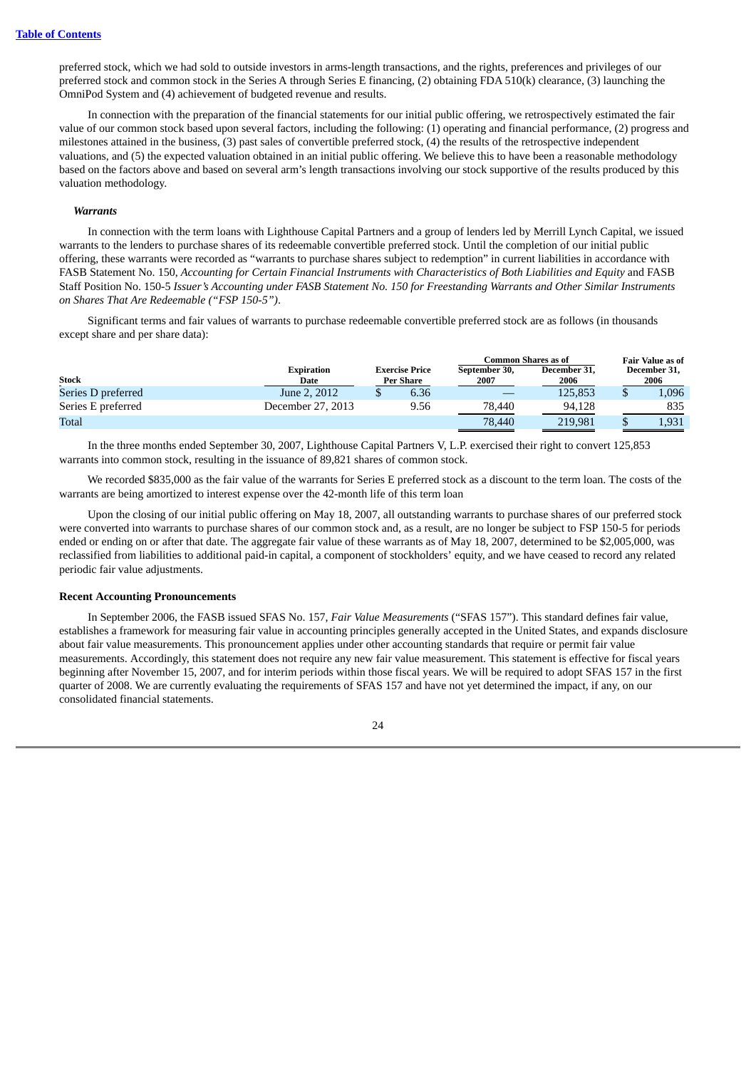preferred stock, which we had sold to outside investors in arms-length transactions, and the rights, preferences and privileges of our preferred stock and common stock in the Series A through Series E financing, (2) obtaining FDA 510(k) clearance, (3) launching the OmniPod System and (4) achievement of budgeted revenue and results.

In connection with the preparation of the financial statements for our initial public offering, we retrospectively estimated the fair value of our common stock based upon several factors, including the following: (1) operating and financial performance, (2) progress and milestones attained in the business, (3) past sales of convertible preferred stock, (4) the results of the retrospective independent valuations, and (5) the expected valuation obtained in an initial public offering. We believe this to have been a reasonable methodology based on the factors above and based on several arm's length transactions involving our stock supportive of the results produced by this valuation methodology.

***Warrants***

In connection with the term loans with Lighthouse Capital Partners and a group of lenders led by Merrill Lynch Capital, we issued warrants to the lenders to purchase shares of its redeemable convertible preferred stock. Until the completion of our initial public offering, these warrants were recorded as "warrants to purchase shares subject to redemption" in current liabilities in accordance with FASB Statement No. 150, *Accounting for Certain Financial Instruments with Characteristics of Both Liabilities and Equity* and FASB Staff Position No. 150-5 *Issuer's Accounting under FASB Statement No. 150 for Freestanding Warrants and Other Similar Instruments on Shares That Are Redeemable ("FSP 150-5")*.

Significant terms and fair values of warrants to purchase redeemable convertible preferred stock are as follows (in thousands except share and per share data):

| Stock | Expiration Date | Exercise Price Per Share | Common Shares as of September 30, 2007 | Common Shares as of December 31, 2006 | Fair Value as of December 31, 2006 |
|---|---|---|---|---|---|
| Series D preferred | June 2, 2012 | $ 6.36 | — | 125,853 | $ 1,096 |
| Series E preferred | December 27, 2013 | 9.56 | 78,440 | 94,128 | 835 |
| Total | | | 78,440 | 219,981 | $ 1,931 |

In the three months ended September 30, 2007, Lighthouse Capital Partners V, L.P. exercised their right to convert 125,853 warrants into common stock, resulting in the issuance of 89,821 shares of common stock.

We recorded $835,000 as the fair value of the warrants for Series E preferred stock as a discount to the term loan. The costs of the warrants are being amortized to interest expense over the 42-month life of this term loan

Upon the closing of our initial public offering on May 18, 2007, all outstanding warrants to purchase shares of our preferred stock were converted into warrants to purchase shares of our common stock and, as a result, are no longer be subject to FSP 150-5 for periods ended or ending on or after that date. The aggregate fair value of these warrants as of May 18, 2007, determined to be $2,005,000, was reclassified from liabilities to additional paid-in capital, a component of stockholders' equity, and we have ceased to record any related periodic fair value adjustments.

**Recent Accounting Pronouncements**

In September 2006, the FASB issued SFAS No. 157, *Fair Value Measurements* ("SFAS 157"). This standard defines fair value, establishes a framework for measuring fair value in accounting principles generally accepted in the United States, and expands disclosure about fair value measurements. This pronouncement applies under other accounting standards that require or permit fair value measurements. Accordingly, this statement does not require any new fair value measurement. This statement is effective for fiscal years beginning after November 15, 2007, and for interim periods within those fiscal years. We will be required to adopt SFAS 157 in the first quarter of 2008. We are currently evaluating the requirements of SFAS 157 and have not yet determined the impact, if any, on our consolidated financial statements.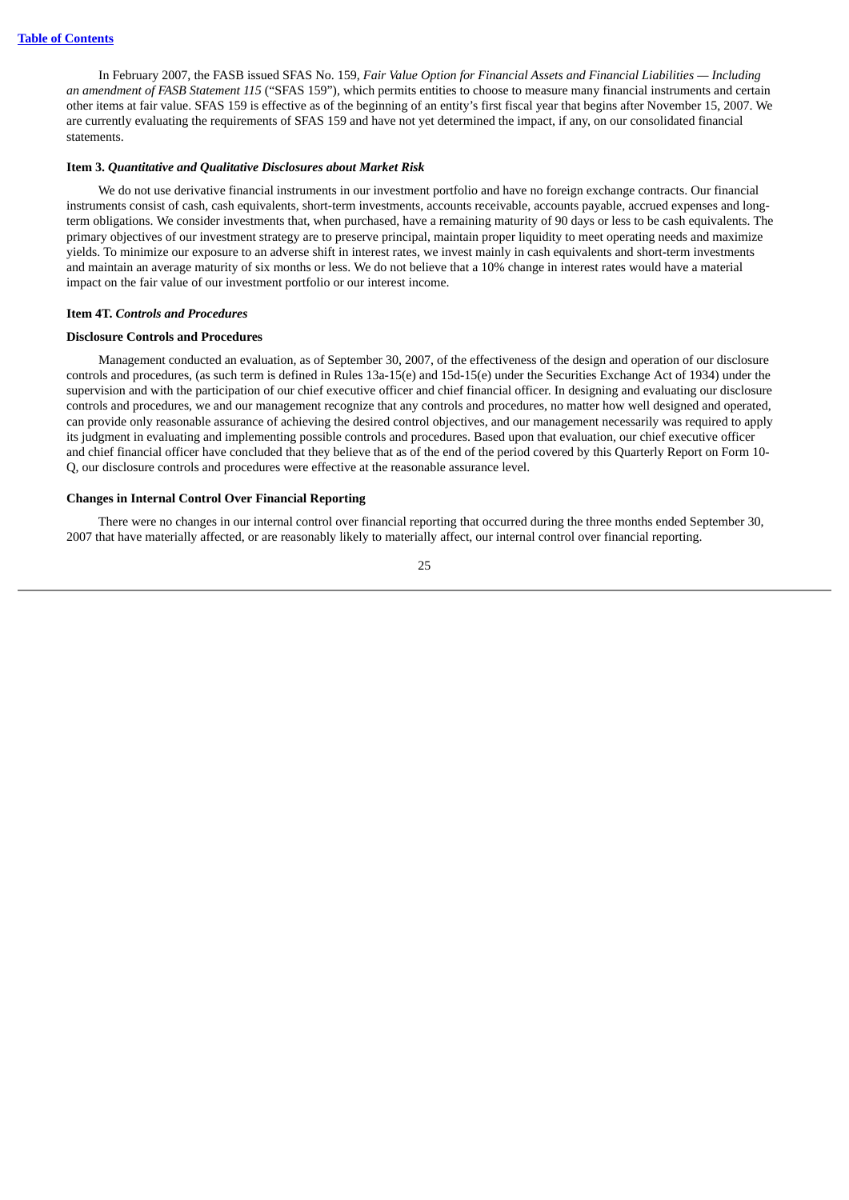In February 2007, the FASB issued SFAS No. 159, *Fair Value Option for Financial Assets and Financial Liabilities — Including an amendment of FASB Statement 115* ("SFAS 159"), which permits entities to choose to measure many financial instruments and certain other items at fair value. SFAS 159 is effective as of the beginning of an entity's first fiscal year that begins after November 15, 2007. We are currently evaluating the requirements of SFAS 159 and have not yet determined the impact, if any, on our consolidated financial statements.

**Item 3.** ***Quantitative and Qualitative Disclosures about Market Risk***

We do not use derivative financial instruments in our investment portfolio and have no foreign exchange contracts. Our financial instruments consist of cash, cash equivalents, short-term investments, accounts receivable, accounts payable, accrued expenses and long-term obligations. We consider investments that, when purchased, have a remaining maturity of 90 days or less to be cash equivalents. The primary objectives of our investment strategy are to preserve principal, maintain proper liquidity to meet operating needs and maximize yields. To minimize our exposure to an adverse shift in interest rates, we invest mainly in cash equivalents and short-term investments and maintain an average maturity of six months or less. We do not believe that a 10% change in interest rates would have a material impact on the fair value of our investment portfolio or our interest income.

**Item 4T.** ***Controls and Procedures***

**Disclosure Controls and Procedures**

Management conducted an evaluation, as of September 30, 2007, of the effectiveness of the design and operation of our disclosure controls and procedures, (as such term is defined in Rules 13a-15(e) and 15d-15(e) under the Securities Exchange Act of 1934) under the supervision and with the participation of our chief executive officer and chief financial officer. In designing and evaluating our disclosure controls and procedures, we and our management recognize that any controls and procedures, no matter how well designed and operated, can provide only reasonable assurance of achieving the desired control objectives, and our management necessarily was required to apply its judgment in evaluating and implementing possible controls and procedures. Based upon that evaluation, our chief executive officer and chief financial officer have concluded that they believe that as of the end of the period covered by this Quarterly Report on Form 10-Q, our disclosure controls and procedures were effective at the reasonable assurance level.

**Changes in Internal Control Over Financial Reporting**

There were no changes in our internal control over financial reporting that occurred during the three months ended September 30, 2007 that have materially affected, or are reasonably likely to materially affect, our internal control over financial reporting.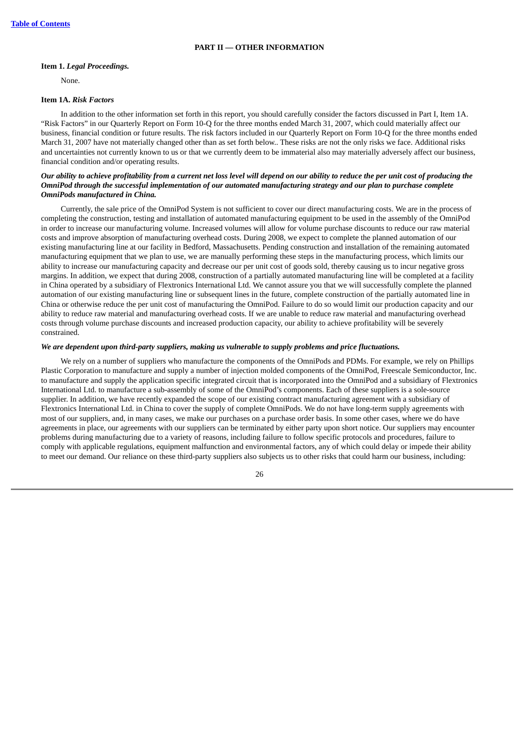## PART II — OTHER INFORMATION

**Item 1.** ***Legal Proceedings.***

None.

**Item 1A.** ***Risk Factors***

In addition to the other information set forth in this report, you should carefully consider the factors discussed in Part I, Item 1A. "Risk Factors" in our Quarterly Report on Form 10-Q for the three months ended March 31, 2007, which could materially affect our business, financial condition or future results. The risk factors included in our Quarterly Report on Form 10-Q for the three months ended March 31, 2007 have not materially changed other than as set forth below.. These risks are not the only risks we face. Additional risks and uncertainties not currently known to us or that we currently deem to be immaterial also may materially adversely affect our business, financial condition and/or operating results.

***Our ability to achieve profitability from a current net loss level will depend on our ability to reduce the per unit cost of producing the OmniPod through the successful implementation of our automated manufacturing strategy and our plan to purchase complete OmniPods manufactured in China.***

Currently, the sale price of the OmniPod System is not sufficient to cover our direct manufacturing costs. We are in the process of completing the construction, testing and installation of automated manufacturing equipment to be used in the assembly of the OmniPod in order to increase our manufacturing volume. Increased volumes will allow for volume purchase discounts to reduce our raw material costs and improve absorption of manufacturing overhead costs. During 2008, we expect to complete the planned automation of our existing manufacturing line at our facility in Bedford, Massachusetts. Pending construction and installation of the remaining automated manufacturing equipment that we plan to use, we are manually performing these steps in the manufacturing process, which limits our ability to increase our manufacturing capacity and decrease our per unit cost of goods sold, thereby causing us to incur negative gross margins. In addition, we expect that during 2008, construction of a partially automated manufacturing line will be completed at a facility in China operated by a subsidiary of Flextronics International Ltd. We cannot assure you that we will successfully complete the planned automation of our existing manufacturing line or subsequent lines in the future, complete construction of the partially automated line in China or otherwise reduce the per unit cost of manufacturing the OmniPod. Failure to do so would limit our production capacity and our ability to reduce raw material and manufacturing overhead costs. If we are unable to reduce raw material and manufacturing overhead costs through volume purchase discounts and increased production capacity, our ability to achieve profitability will be severely constrained.

***We are dependent upon third-party suppliers, making us vulnerable to supply problems and price fluctuations.***

We rely on a number of suppliers who manufacture the components of the OmniPods and PDMs. For example, we rely on Phillips Plastic Corporation to manufacture and supply a number of injection molded components of the OmniPod, Freescale Semiconductor, Inc. to manufacture and supply the application specific integrated circuit that is incorporated into the OmniPod and a subsidiary of Flextronics International Ltd. to manufacture a sub-assembly of some of the OmniPod's components. Each of these suppliers is a sole-source supplier. In addition, we have recently expanded the scope of our existing contract manufacturing agreement with a subsidiary of Flextronics International Ltd. in China to cover the supply of complete OmniPods. We do not have long-term supply agreements with most of our suppliers, and, in many cases, we make our purchases on a purchase order basis. In some other cases, where we do have agreements in place, our agreements with our suppliers can be terminated by either party upon short notice. Our suppliers may encounter problems during manufacturing due to a variety of reasons, including failure to follow specific protocols and procedures, failure to comply with applicable regulations, equipment malfunction and environmental factors, any of which could delay or impede their ability to meet our demand. Our reliance on these third-party suppliers also subjects us to other risks that could harm our business, including: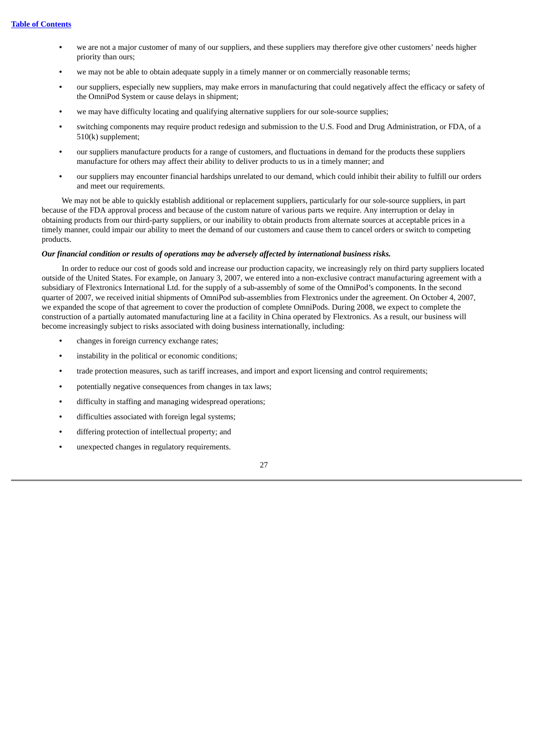- we are not a major customer of many of our suppliers, and these suppliers may therefore give other customers' needs higher priority than ours;
- we may not be able to obtain adequate supply in a timely manner or on commercially reasonable terms;
- our suppliers, especially new suppliers, may make errors in manufacturing that could negatively affect the efficacy or safety of the OmniPod System or cause delays in shipment;
- we may have difficulty locating and qualifying alternative suppliers for our sole-source supplies;
- switching components may require product redesign and submission to the U.S. Food and Drug Administration, or FDA, of a 510(k) supplement;
- our suppliers manufacture products for a range of customers, and fluctuations in demand for the products these suppliers manufacture for others may affect their ability to deliver products to us in a timely manner; and
- our suppliers may encounter financial hardships unrelated to our demand, which could inhibit their ability to fulfill our orders and meet our requirements.

We may not be able to quickly establish additional or replacement suppliers, particularly for our sole-source suppliers, in part because of the FDA approval process and because of the custom nature of various parts we require. Any interruption or delay in obtaining products from our third-party suppliers, or our inability to obtain products from alternate sources at acceptable prices in a timely manner, could impair our ability to meet the demand of our customers and cause them to cancel orders or switch to competing products.

***Our financial condition or results of operations may be adversely affected by international business risks.***

In order to reduce our cost of goods sold and increase our production capacity, we increasingly rely on third party suppliers located outside of the United States. For example, on January 3, 2007, we entered into a non-exclusive contract manufacturing agreement with a subsidiary of Flextronics International Ltd. for the supply of a sub-assembly of some of the OmniPod's components. In the second quarter of 2007, we received initial shipments of OmniPod sub-assemblies from Flextronics under the agreement. On October 4, 2007, we expanded the scope of that agreement to cover the production of complete OmniPods. During 2008, we expect to complete the construction of a partially automated manufacturing line at a facility in China operated by Flextronics. As a result, our business will become increasingly subject to risks associated with doing business internationally, including:

- changes in foreign currency exchange rates;
- instability in the political or economic conditions;
- trade protection measures, such as tariff increases, and import and export licensing and control requirements;
- potentially negative consequences from changes in tax laws;
- difficulty in staffing and managing widespread operations;
- difficulties associated with foreign legal systems;
- differing protection of intellectual property; and
- unexpected changes in regulatory requirements.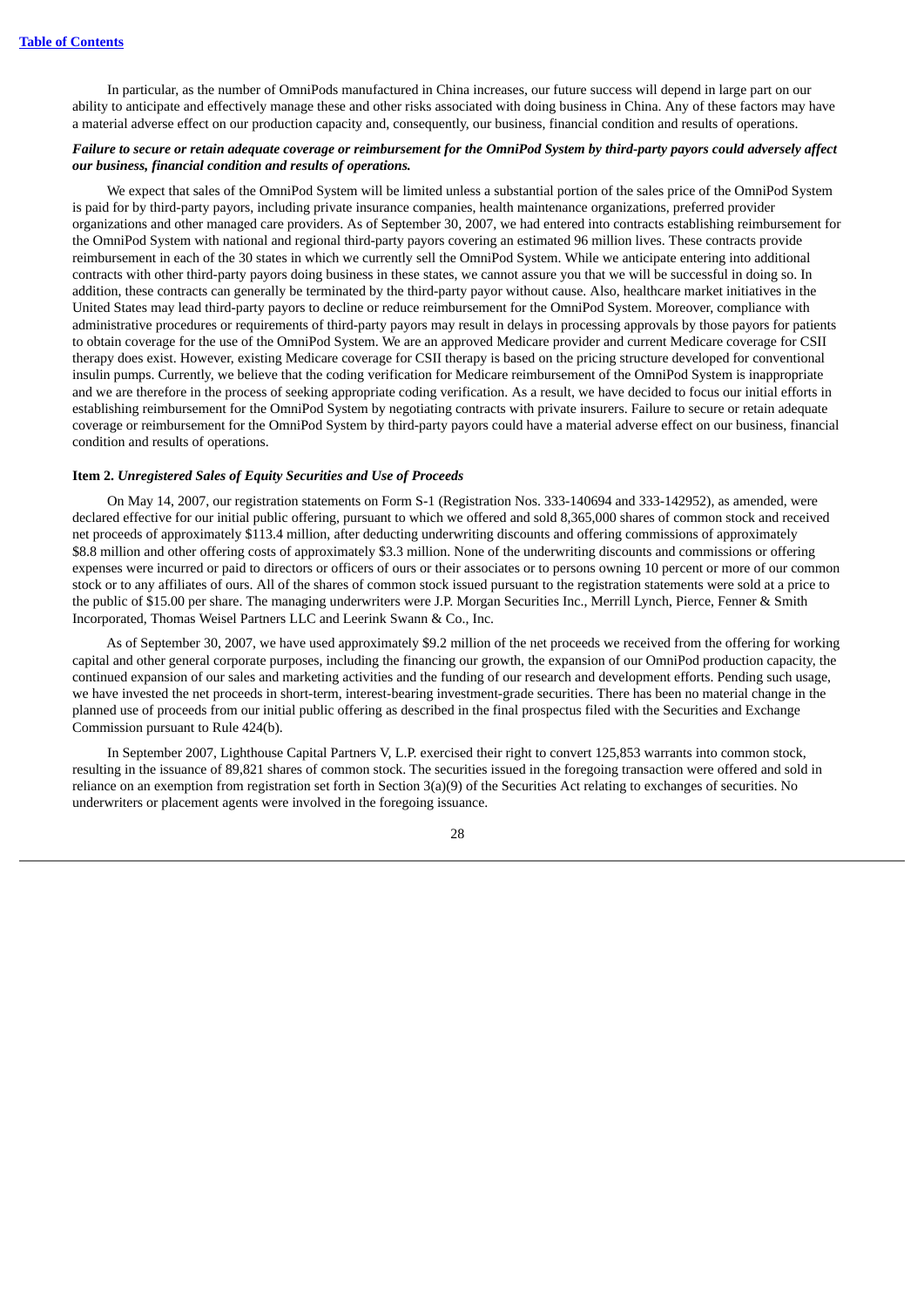In particular, as the number of OmniPods manufactured in China increases, our future success will depend in large part on our ability to anticipate and effectively manage these and other risks associated with doing business in China. Any of these factors may have a material adverse effect on our production capacity and, consequently, our business, financial condition and results of operations.

***Failure to secure or retain adequate coverage or reimbursement for the OmniPod System by third-party payors could adversely affect our business, financial condition and results of operations.***

We expect that sales of the OmniPod System will be limited unless a substantial portion of the sales price of the OmniPod System is paid for by third-party payors, including private insurance companies, health maintenance organizations, preferred provider organizations and other managed care providers. As of September 30, 2007, we had entered into contracts establishing reimbursement for the OmniPod System with national and regional third-party payors covering an estimated 96 million lives. These contracts provide reimbursement in each of the 30 states in which we currently sell the OmniPod System. While we anticipate entering into additional contracts with other third-party payors doing business in these states, we cannot assure you that we will be successful in doing so. In addition, these contracts can generally be terminated by the third-party payor without cause. Also, healthcare market initiatives in the United States may lead third-party payors to decline or reduce reimbursement for the OmniPod System. Moreover, compliance with administrative procedures or requirements of third-party payors may result in delays in processing approvals by those payors for patients to obtain coverage for the use of the OmniPod System. We are an approved Medicare provider and current Medicare coverage for CSII therapy does exist. However, existing Medicare coverage for CSII therapy is based on the pricing structure developed for conventional insulin pumps. Currently, we believe that the coding verification for Medicare reimbursement of the OmniPod System is inappropriate and we are therefore in the process of seeking appropriate coding verification. As a result, we have decided to focus our initial efforts in establishing reimbursement for the OmniPod System by negotiating contracts with private insurers. Failure to secure or retain adequate coverage or reimbursement for the OmniPod System by third-party payors could have a material adverse effect on our business, financial condition and results of operations.

**Item 2.** ***Unregistered Sales of Equity Securities and Use of Proceeds***

On May 14, 2007, our registration statements on Form S-1 (Registration Nos. 333-140694 and 333-142952), as amended, were declared effective for our initial public offering, pursuant to which we offered and sold 8,365,000 shares of common stock and received net proceeds of approximately $113.4 million, after deducting underwriting discounts and offering commissions of approximately $8.8 million and other offering costs of approximately $3.3 million. None of the underwriting discounts and commissions or offering expenses were incurred or paid to directors or officers of ours or their associates or to persons owning 10 percent or more of our common stock or to any affiliates of ours. All of the shares of common stock issued pursuant to the registration statements were sold at a price to the public of $15.00 per share. The managing underwriters were J.P. Morgan Securities Inc., Merrill Lynch, Pierce, Fenner & Smith Incorporated, Thomas Weisel Partners LLC and Leerink Swann & Co., Inc.

As of September 30, 2007, we have used approximately $9.2 million of the net proceeds we received from the offering for working capital and other general corporate purposes, including the financing our growth, the expansion of our OmniPod production capacity, the continued expansion of our sales and marketing activities and the funding of our research and development efforts. Pending such usage, we have invested the net proceeds in short-term, interest-bearing investment-grade securities. There has been no material change in the planned use of proceeds from our initial public offering as described in the final prospectus filed with the Securities and Exchange Commission pursuant to Rule 424(b).

In September 2007, Lighthouse Capital Partners V, L.P. exercised their right to convert 125,853 warrants into common stock, resulting in the issuance of 89,821 shares of common stock. The securities issued in the foregoing transaction were offered and sold in reliance on an exemption from registration set forth in Section 3(a)(9) of the Securities Act relating to exchanges of securities. No underwriters or placement agents were involved in the foregoing issuance.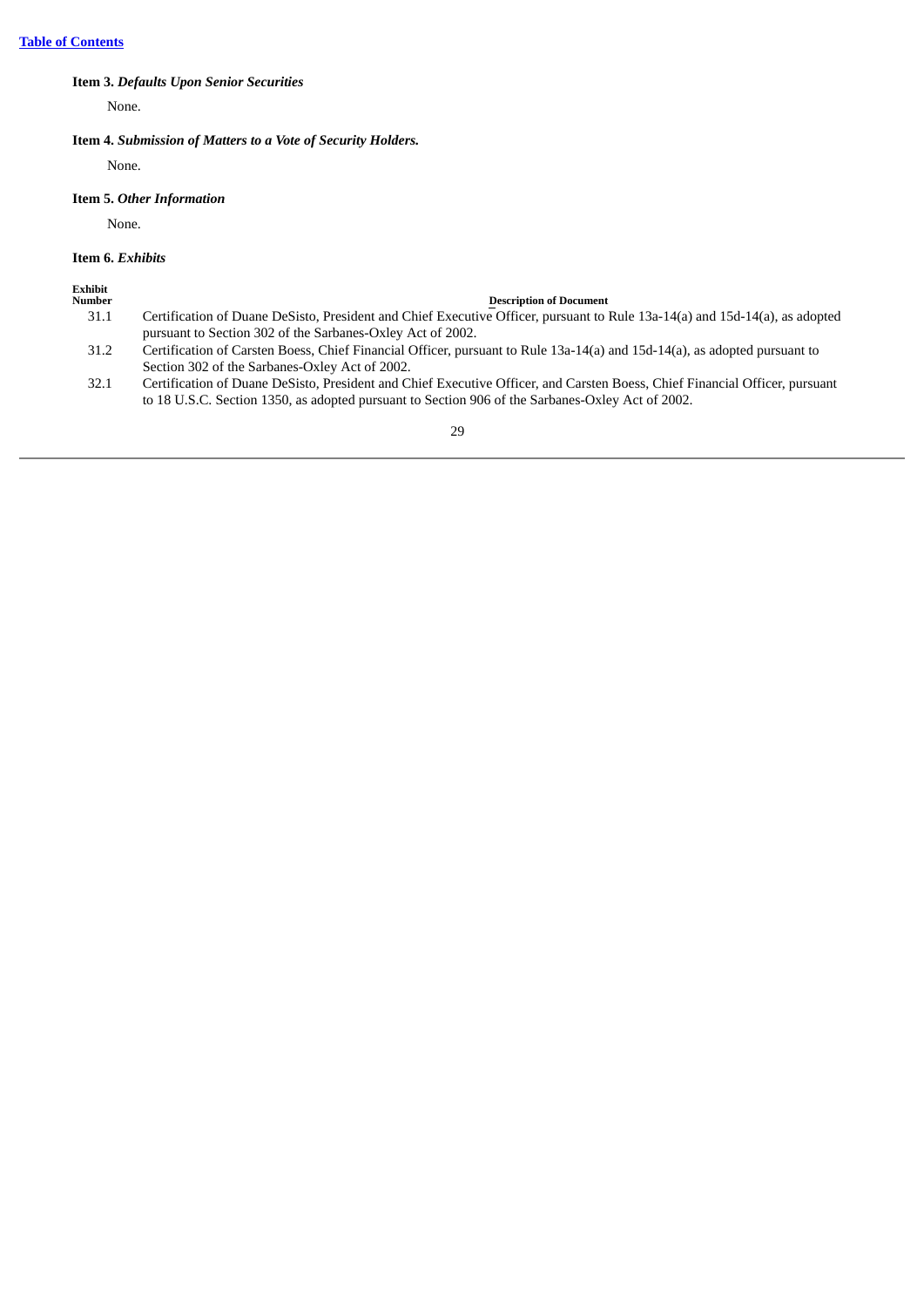**Item 3.** ***Defaults Upon Senior Securities***

None.

**Item 4.** ***Submission of Matters to a Vote of Security Holders.***

None.

**Item 5.** ***Other Information***

None.

**Item 6.** ***Exhibits***

| Exhibit Number | Description of Document |
|---|---|
| 31.1 | Certification of Duane DeSisto, President and Chief Executive Officer, pursuant to Rule 13a-14(a) and 15d-14(a), as adopted pursuant to Section 302 of the Sarbanes-Oxley Act of 2002. |
| 31.2 | Certification of Carsten Boess, Chief Financial Officer, pursuant to Rule 13a-14(a) and 15d-14(a), as adopted pursuant to Section 302 of the Sarbanes-Oxley Act of 2002. |
| 32.1 | Certification of Duane DeSisto, President and Chief Executive Officer, and Carsten Boess, Chief Financial Officer, pursuant to 18 U.S.C. Section 1350, as adopted pursuant to Section 906 of the Sarbanes-Oxley Act of 2002. |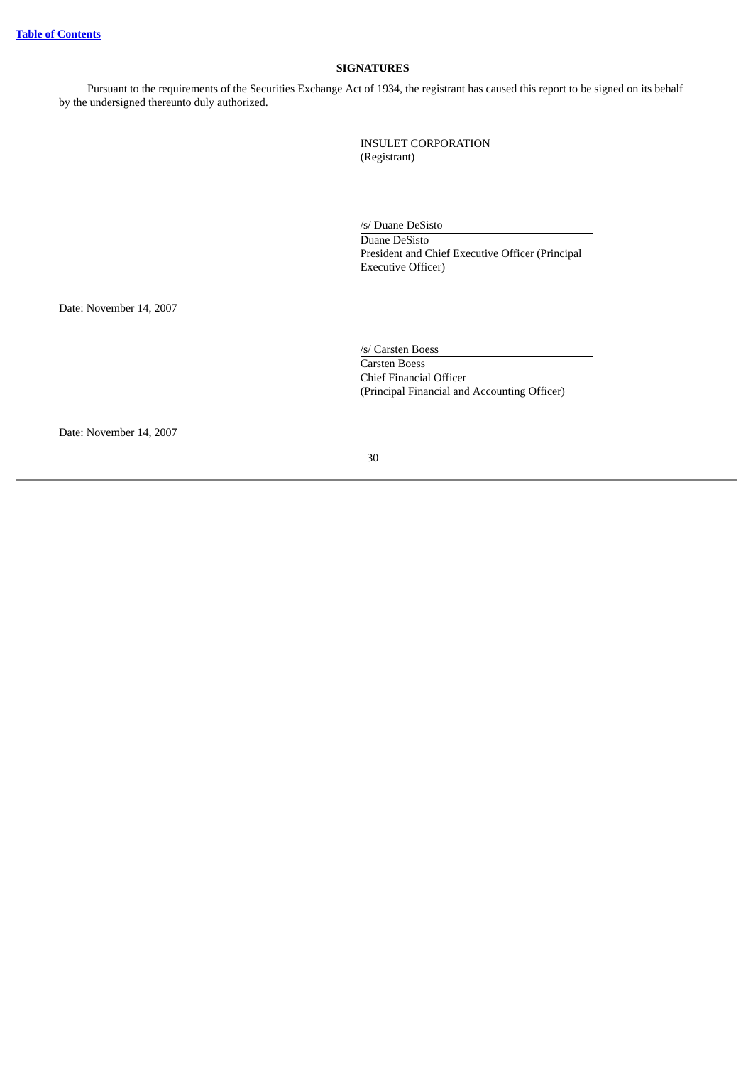[Table of Contents](#)

## SIGNATURES

Pursuant to the requirements of the Securities Exchange Act of 1934, the registrant has caused this report to be signed on its behalf by the undersigned thereunto duly authorized.

INSULET CORPORATION
(Registrant)

/s/ Duane DeSisto
Duane DeSisto
President and Chief Executive Officer (Principal Executive Officer)

Date: November 14, 2007

/s/ Carsten Boess
Carsten Boess
Chief Financial Officer
(Principal Financial and Accounting Officer)

Date: November 14, 2007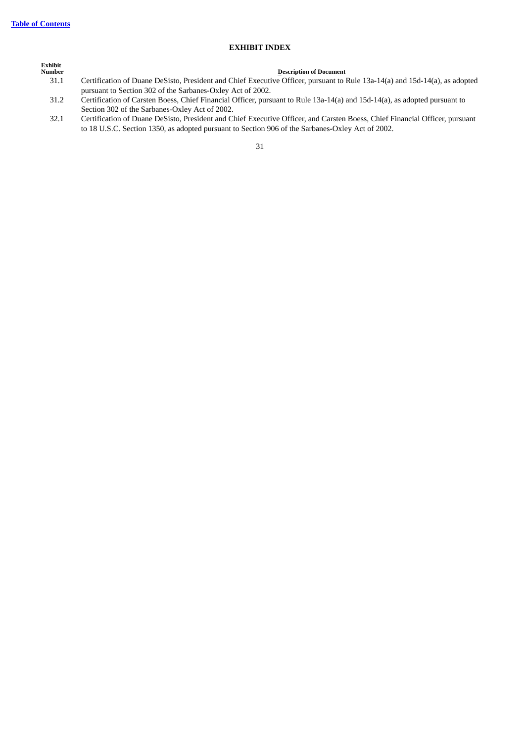[Table of Contents](#)

# EXHIBIT INDEX

| Exhibit Number | Description of Document |
| --- | --- |
| 31.1 | Certification of Duane DeSisto, President and Chief Executive Officer, pursuant to Rule 13a-14(a) and 15d-14(a), as adopted pursuant to Section 302 of the Sarbanes-Oxley Act of 2002. |
| 31.2 | Certification of Carsten Boess, Chief Financial Officer, pursuant to Rule 13a-14(a) and 15d-14(a), as adopted pursuant to Section 302 of the Sarbanes-Oxley Act of 2002. |
| 32.1 | Certification of Duane DeSisto, President and Chief Executive Officer, and Carsten Boess, Chief Financial Officer, pursuant to 18 U.S.C. Section 1350, as adopted pursuant to Section 906 of the Sarbanes-Oxley Act of 2002. |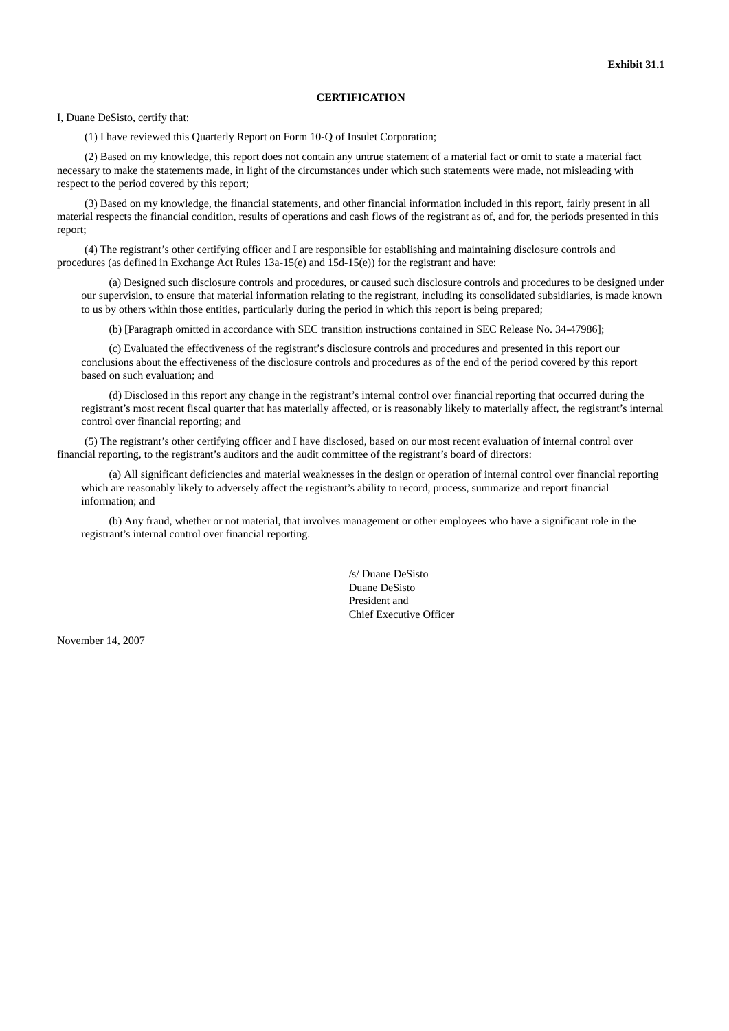**Exhibit 31.1**

**CERTIFICATION**

I, Duane DeSisto, certify that:

(1) I have reviewed this Quarterly Report on Form 10-Q of Insulet Corporation;

(2) Based on my knowledge, this report does not contain any untrue statement of a material fact or omit to state a material fact necessary to make the statements made, in light of the circumstances under which such statements were made, not misleading with respect to the period covered by this report;

(3) Based on my knowledge, the financial statements, and other financial information included in this report, fairly present in all material respects the financial condition, results of operations and cash flows of the registrant as of, and for, the periods presented in this report;

(4) The registrant's other certifying officer and I are responsible for establishing and maintaining disclosure controls and procedures (as defined in Exchange Act Rules 13a-15(e) and 15d-15(e)) for the registrant and have:

(a) Designed such disclosure controls and procedures, or caused such disclosure controls and procedures to be designed under our supervision, to ensure that material information relating to the registrant, including its consolidated subsidiaries, is made known to us by others within those entities, particularly during the period in which this report is being prepared;

(b) [Paragraph omitted in accordance with SEC transition instructions contained in SEC Release No. 34-47986];

(c) Evaluated the effectiveness of the registrant's disclosure controls and procedures and presented in this report our conclusions about the effectiveness of the disclosure controls and procedures as of the end of the period covered by this report based on such evaluation; and

(d) Disclosed in this report any change in the registrant's internal control over financial reporting that occurred during the registrant's most recent fiscal quarter that has materially affected, or is reasonably likely to materially affect, the registrant's internal control over financial reporting; and

(5) The registrant's other certifying officer and I have disclosed, based on our most recent evaluation of internal control over financial reporting, to the registrant's auditors and the audit committee of the registrant's board of directors:

(a) All significant deficiencies and material weaknesses in the design or operation of internal control over financial reporting which are reasonably likely to adversely affect the registrant's ability to record, process, summarize and report financial information; and

(b) Any fraud, whether or not material, that involves management or other employees who have a significant role in the registrant's internal control over financial reporting.

/s/ Duane DeSisto

Duane DeSisto
President and
Chief Executive Officer

November 14, 2007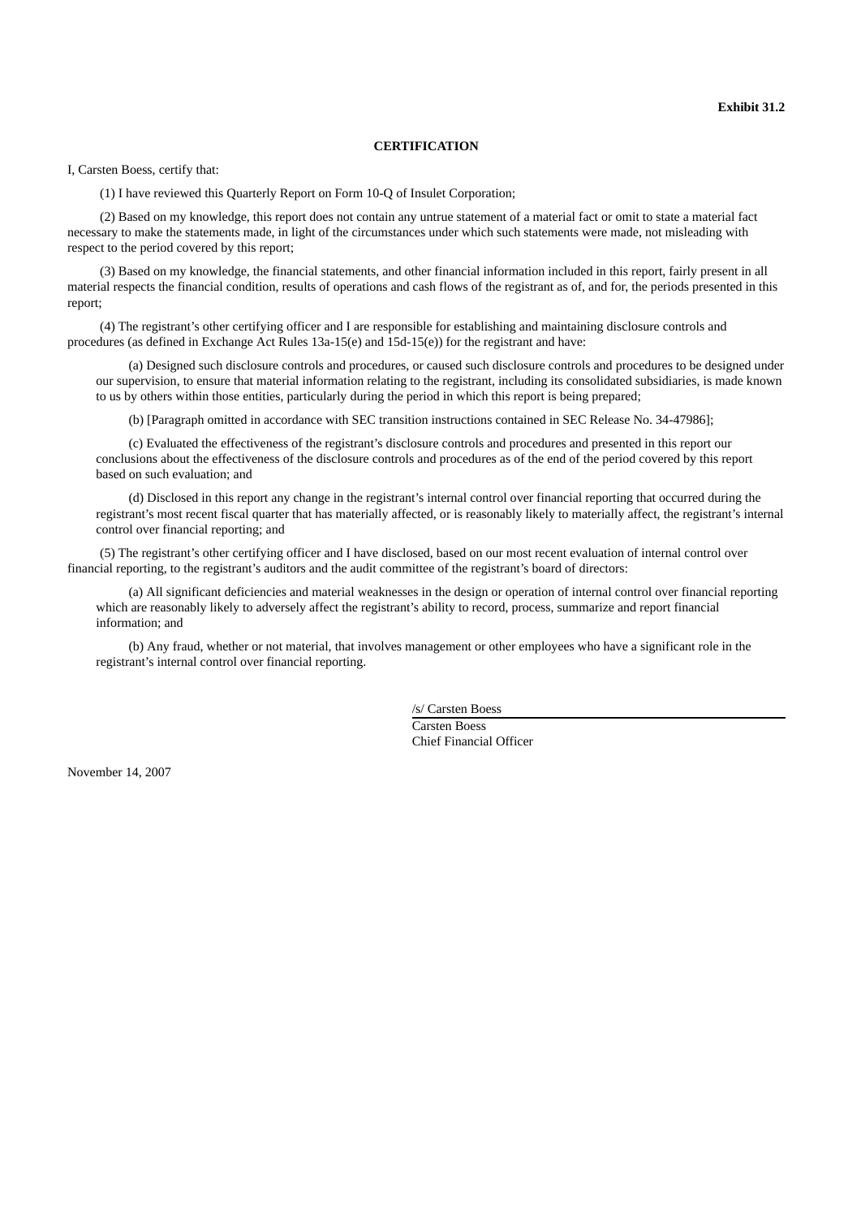**Exhibit 31.2**

**CERTIFICATION**

I, Carsten Boess, certify that:

(1) I have reviewed this Quarterly Report on Form 10-Q of Insulet Corporation;

(2) Based on my knowledge, this report does not contain any untrue statement of a material fact or omit to state a material fact necessary to make the statements made, in light of the circumstances under which such statements were made, not misleading with respect to the period covered by this report;

(3) Based on my knowledge, the financial statements, and other financial information included in this report, fairly present in all material respects the financial condition, results of operations and cash flows of the registrant as of, and for, the periods presented in this report;

(4) The registrant's other certifying officer and I are responsible for establishing and maintaining disclosure controls and procedures (as defined in Exchange Act Rules 13a-15(e) and 15d-15(e)) for the registrant and have:

(a) Designed such disclosure controls and procedures, or caused such disclosure controls and procedures to be designed under our supervision, to ensure that material information relating to the registrant, including its consolidated subsidiaries, is made known to us by others within those entities, particularly during the period in which this report is being prepared;

(b) [Paragraph omitted in accordance with SEC transition instructions contained in SEC Release No. 34-47986];

(c) Evaluated the effectiveness of the registrant's disclosure controls and procedures and presented in this report our conclusions about the effectiveness of the disclosure controls and procedures as of the end of the period covered by this report based on such evaluation; and

(d) Disclosed in this report any change in the registrant's internal control over financial reporting that occurred during the registrant's most recent fiscal quarter that has materially affected, or is reasonably likely to materially affect, the registrant's internal control over financial reporting; and

(5) The registrant's other certifying officer and I have disclosed, based on our most recent evaluation of internal control over financial reporting, to the registrant's auditors and the audit committee of the registrant's board of directors:

(a) All significant deficiencies and material weaknesses in the design or operation of internal control over financial reporting which are reasonably likely to adversely affect the registrant's ability to record, process, summarize and report financial information; and

(b) Any fraud, whether or not material, that involves management or other employees who have a significant role in the registrant's internal control over financial reporting.

/s/ Carsten Boess

Carsten Boess
Chief Financial Officer

November 14, 2007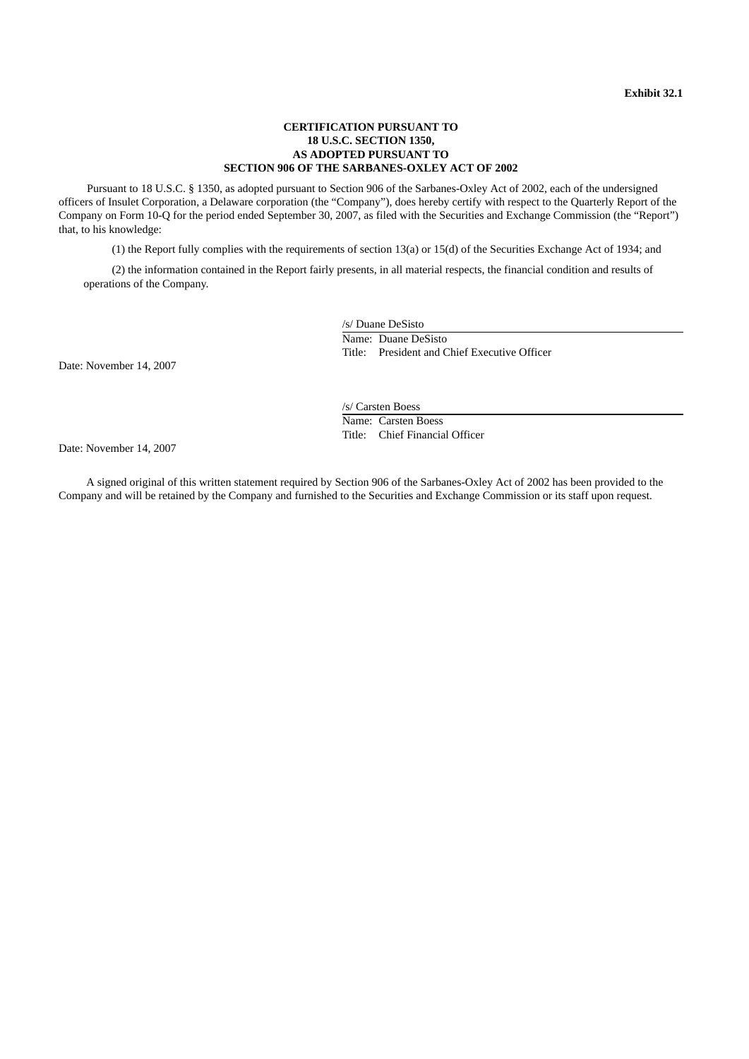**Exhibit 32.1**

**CERTIFICATION PURSUANT TO**
**18 U.S.C. SECTION 1350,**
**AS ADOPTED PURSUANT TO**
**SECTION 906 OF THE SARBANES-OXLEY ACT OF 2002**

Pursuant to 18 U.S.C. § 1350, as adopted pursuant to Section 906 of the Sarbanes-Oxley Act of 2002, each of the undersigned officers of Insulet Corporation, a Delaware corporation (the "Company"), does hereby certify with respect to the Quarterly Report of the Company on Form 10-Q for the period ended September 30, 2007, as filed with the Securities and Exchange Commission (the "Report") that, to his knowledge:

(1) the Report fully complies with the requirements of section 13(a) or 15(d) of the Securities Exchange Act of 1934; and

(2) the information contained in the Report fairly presents, in all material respects, the financial condition and results of operations of the Company.

/s/ Duane DeSisto
Name: Duane DeSisto
Title: President and Chief Executive Officer

Date: November 14, 2007

/s/ Carsten Boess
Name: Carsten Boess
Title: Chief Financial Officer

Date: November 14, 2007

A signed original of this written statement required by Section 906 of the Sarbanes-Oxley Act of 2002 has been provided to the Company and will be retained by the Company and furnished to the Securities and Exchange Commission or its staff upon request.